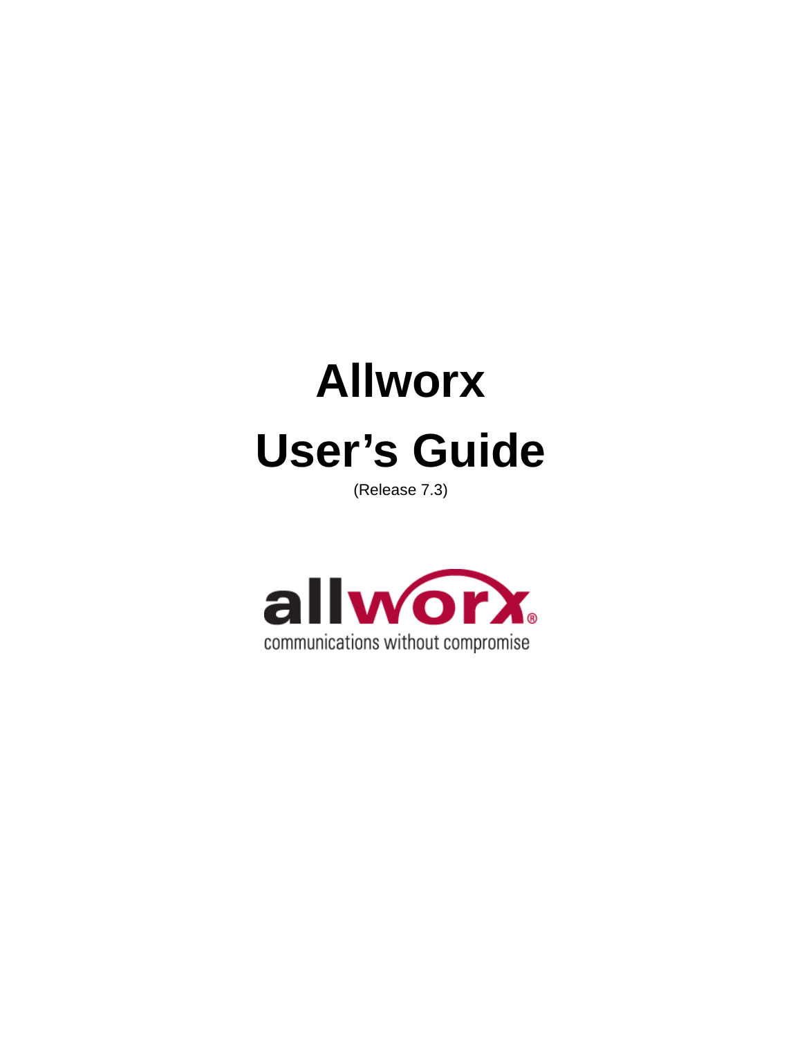# Allworx

# User's Guide

(Release 7.3)

allworx®

communications without compromise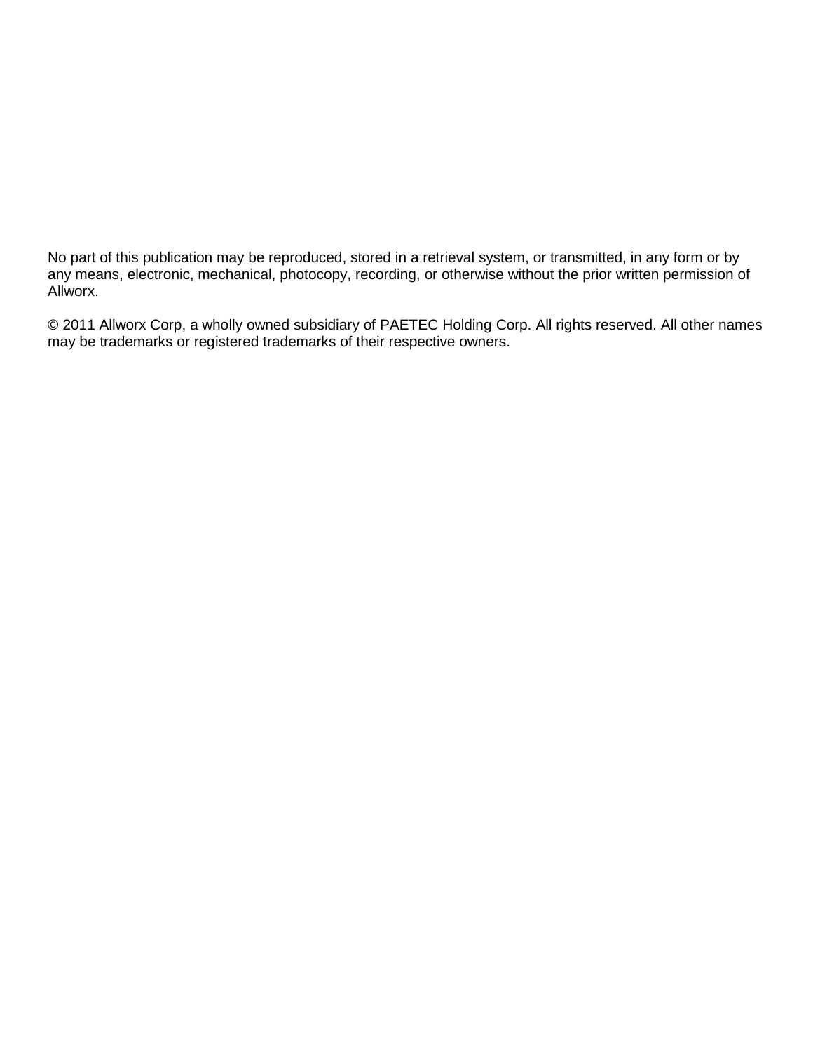No part of this publication may be reproduced, stored in a retrieval system, or transmitted, in any form or by any means, electronic, mechanical, photocopy, recording, or otherwise without the prior written permission of Allworx.

© 2011 Allworx Corp, a wholly owned subsidiary of PAETEC Holding Corp. All rights reserved. All other names may be trademarks or registered trademarks of their respective owners.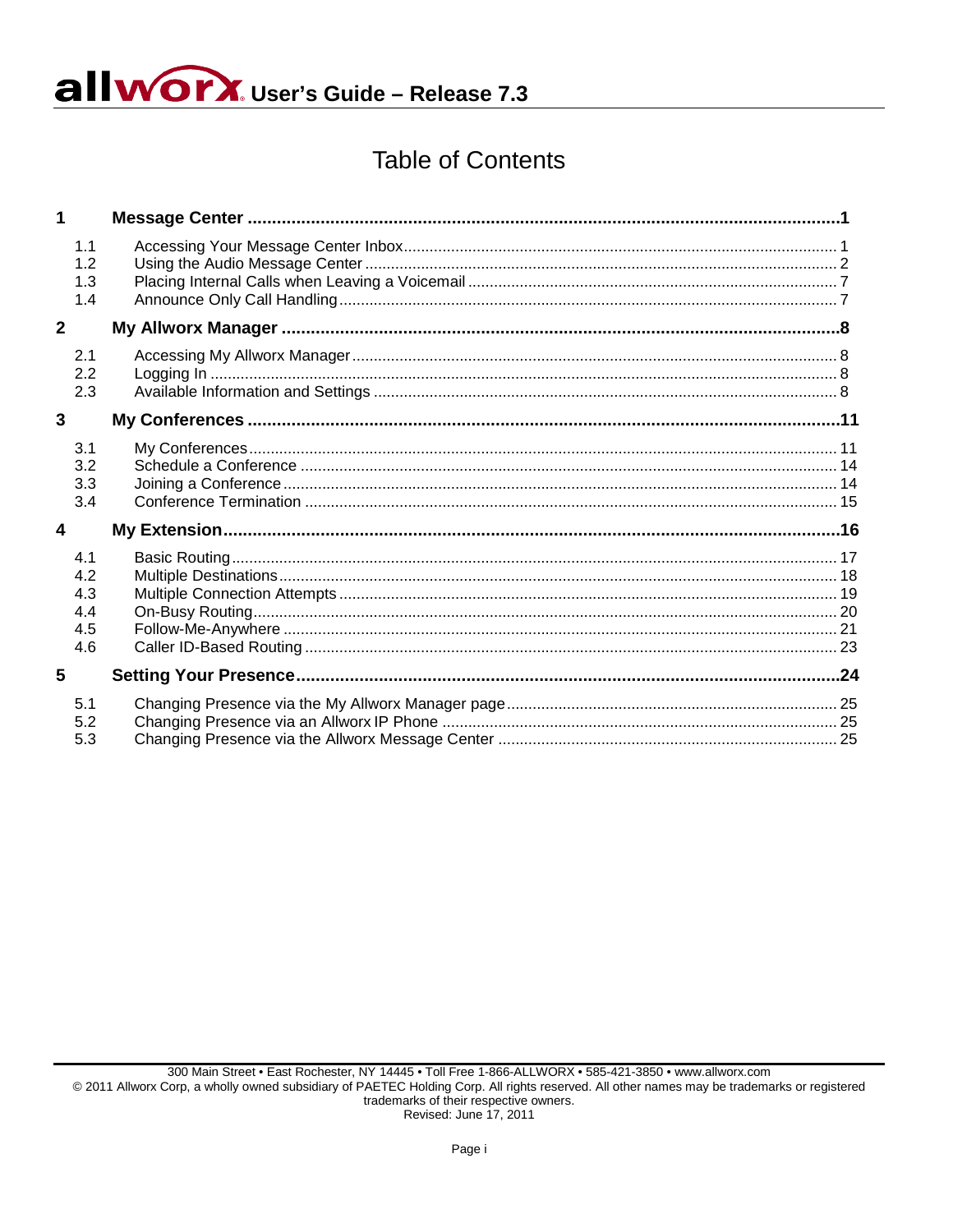# Table of Contents

| | | |
|---|---|---|
| **1** | **Message Center** | **1** |
| 1.1 | Accessing Your Message Center Inbox | 1 |
| 1.2 | Using the Audio Message Center | 2 |
| 1.3 | Placing Internal Calls when Leaving a Voicemail | 7 |
| 1.4 | Announce Only Call Handling | 7 |
| **2** | **My Allworx Manager** | **8** |
| 2.1 | Accessing My Allworx Manager | 8 |
| 2.2 | Logging In | 8 |
| 2.3 | Available Information and Settings | 8 |
| **3** | **My Conferences** | **11** |
| 3.1 | My Conferences | 11 |
| 3.2 | Schedule a Conference | 14 |
| 3.3 | Joining a Conference | 14 |
| 3.4 | Conference Termination | 15 |
| **4** | **My Extension** | **16** |
| 4.1 | Basic Routing | 17 |
| 4.2 | Multiple Destinations | 18 |
| 4.3 | Multiple Connection Attempts | 19 |
| 4.4 | On-Busy Routing | 20 |
| 4.5 | Follow-Me-Anywhere | 21 |
| 4.6 | Caller ID-Based Routing | 23 |
| **5** | **Setting Your Presence** | **24** |
| 5.1 | Changing Presence via the My Allworx Manager page | 25 |
| 5.2 | Changing Presence via an Allworx IP Phone | 25 |
| 5.3 | Changing Presence via the Allworx Message Center | 25 |

300 Main Street • East Rochester, NY 14445 • Toll Free 1-866-ALLWORX • 585-421-3850 • www.allworx.com
© 2011 Allworx Corp, a wholly owned subsidiary of PAETEC Holding Corp. All rights reserved. All other names may be trademarks or registered trademarks of their respective owners.
Revised: June 17, 2011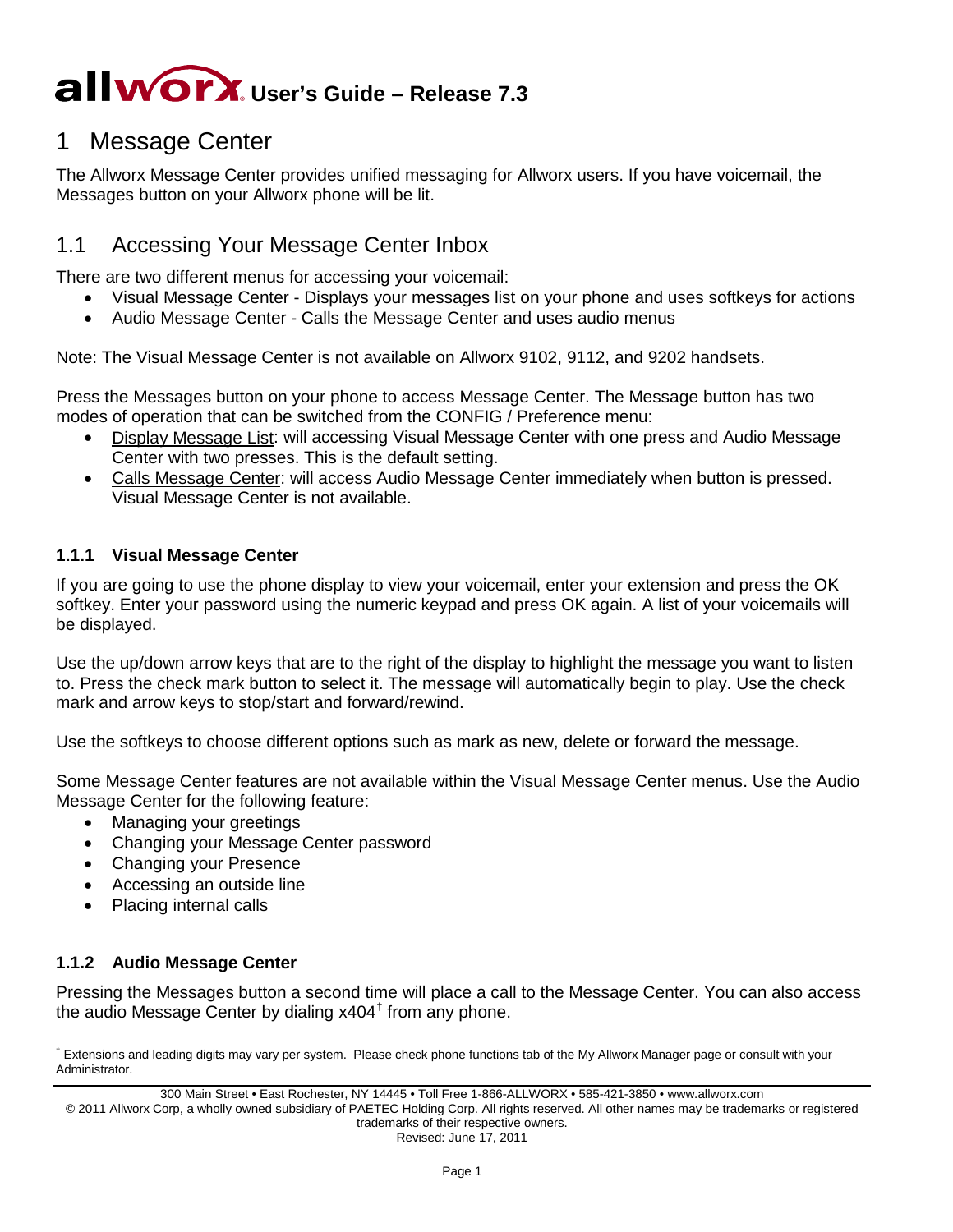# 1 Message Center

The Allworx Message Center provides unified messaging for Allworx users. If you have voicemail, the Messages button on your Allworx phone will be lit.

## 1.1 Accessing Your Message Center Inbox

There are two different menus for accessing your voicemail:

- Visual Message Center - Displays your messages list on your phone and uses softkeys for actions
- Audio Message Center - Calls the Message Center and uses audio menus

Note: The Visual Message Center is not available on Allworx 9102, 9112, and 9202 handsets.

Press the Messages button on your phone to access Message Center. The Message button has two modes of operation that can be switched from the CONFIG / Preference menu:

- Display Message List: will accessing Visual Message Center with one press and Audio Message Center with two presses. This is the default setting.
- Calls Message Center: will access Audio Message Center immediately when button is pressed. Visual Message Center is not available.

### 1.1.1 Visual Message Center

If you are going to use the phone display to view your voicemail, enter your extension and press the OK softkey. Enter your password using the numeric keypad and press OK again. A list of your voicemails will be displayed.

Use the up/down arrow keys that are to the right of the display to highlight the message you want to listen to. Press the check mark button to select it. The message will automatically begin to play. Use the check mark and arrow keys to stop/start and forward/rewind.

Use the softkeys to choose different options such as mark as new, delete or forward the message.

Some Message Center features are not available within the Visual Message Center menus. Use the Audio Message Center for the following feature:

- Managing your greetings
- Changing your Message Center password
- Changing your Presence
- Accessing an outside line
- Placing internal calls

### 1.1.2 Audio Message Center

Pressing the Messages button a second time will place a call to the Message Center. You can also access the audio Message Center by dialing x404[†] from any phone.

[†] Extensions and leading digits may vary per system. Please check phone functions tab of the My Allworx Manager page or consult with your Administrator.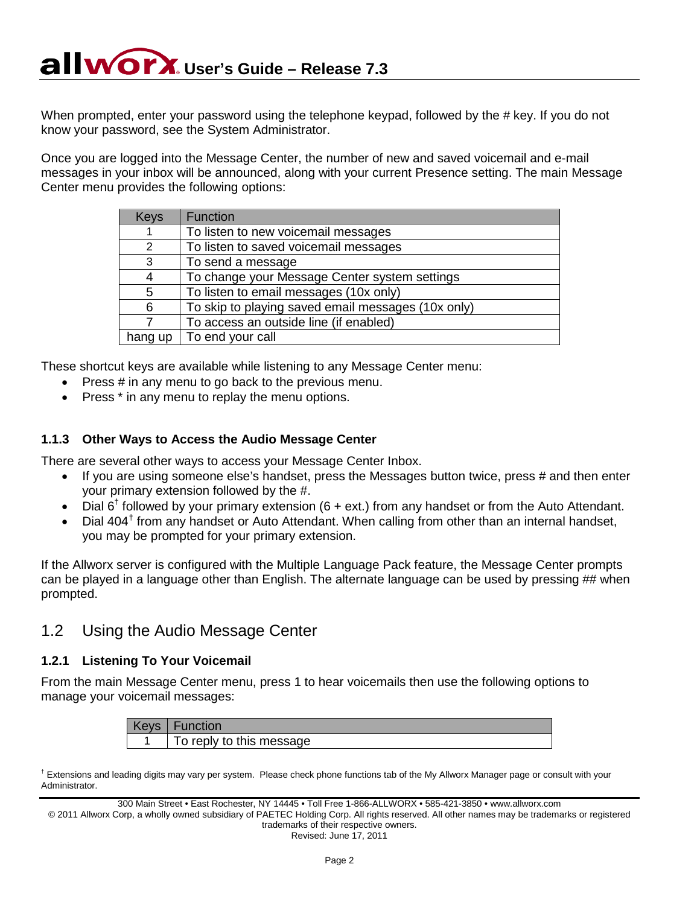When prompted, enter your password using the telephone keypad, followed by the # key. If you do not know your password, see the System Administrator.

Once you are logged into the Message Center, the number of new and saved voicemail and e-mail messages in your inbox will be announced, along with your current Presence setting. The main Message Center menu provides the following options:

| Keys | Function |
| --- | --- |
| 1 | To listen to new voicemail messages |
| 2 | To listen to saved voicemail messages |
| 3 | To send a message |
| 4 | To change your Message Center system settings |
| 5 | To listen to email messages (10x only) |
| 6 | To skip to playing saved email messages (10x only) |
| 7 | To access an outside line (if enabled) |
| hang up | To end your call |

These shortcut keys are available while listening to any Message Center menu:

- Press # in any menu to go back to the previous menu.
- Press * in any menu to replay the menu options.

### 1.1.3 Other Ways to Access the Audio Message Center

There are several other ways to access your Message Center Inbox.

- If you are using someone else's handset, press the Messages button twice, press # and then enter your primary extension followed by the #.
- Dial 6[†] followed by your primary extension (6 + ext.) from any handset or from the Auto Attendant.
- Dial 404[†] from any handset or Auto Attendant. When calling from other than an internal handset, you may be prompted for your primary extension.

If the Allworx server is configured with the Multiple Language Pack feature, the Message Center prompts can be played in a language other than English. The alternate language can be used by pressing ## when prompted.

## 1.2 Using the Audio Message Center

### 1.2.1 Listening To Your Voicemail

From the main Message Center menu, press 1 to hear voicemails then use the following options to manage your voicemail messages:

| Keys | Function |
| --- | --- |
| 1 | To reply to this message |

[†] Extensions and leading digits may vary per system. Please check phone functions tab of the My Allworx Manager page or consult with your Administrator.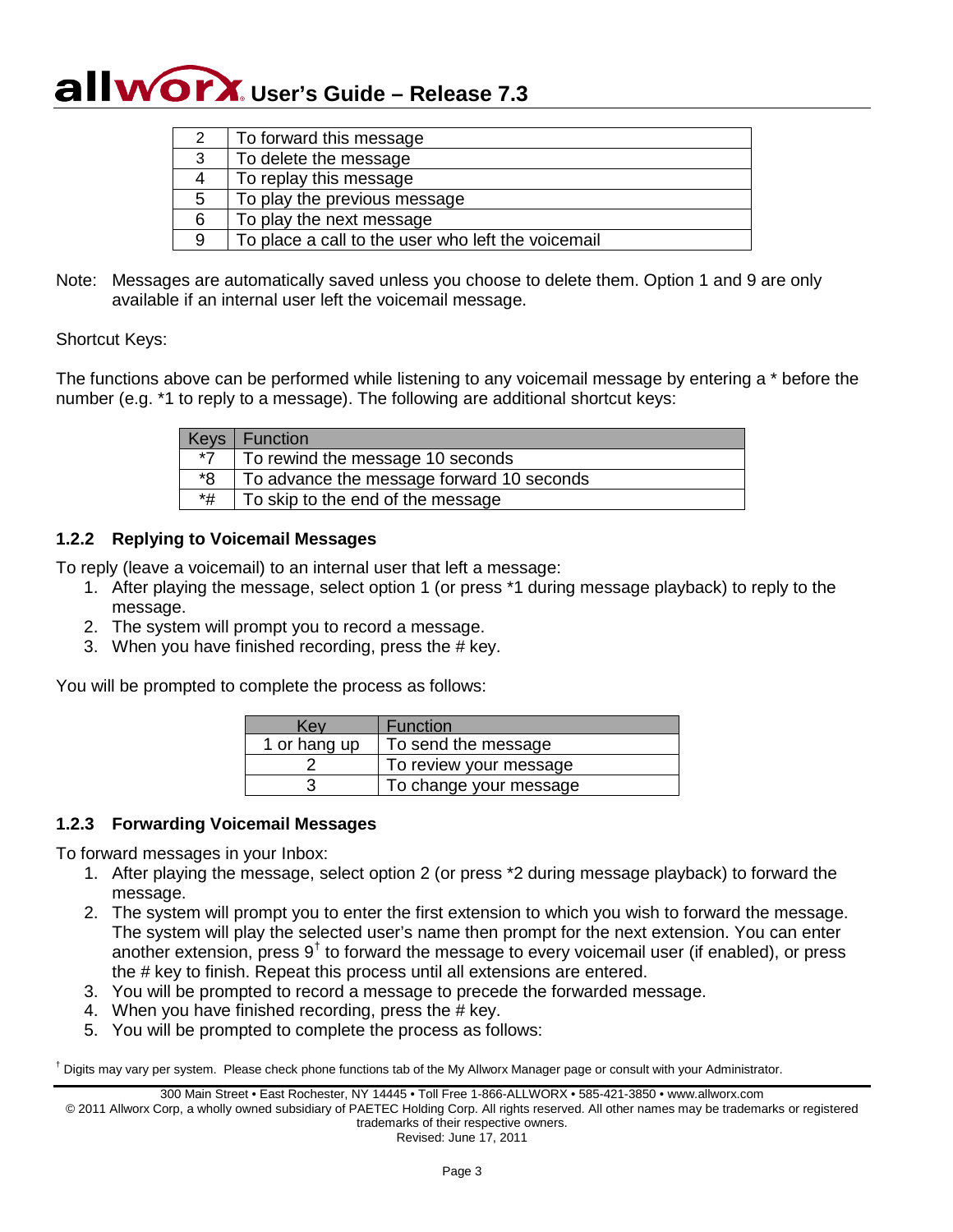| | |
|---|---|
| 2 | To forward this message |
| 3 | To delete the message |
| 4 | To replay this message |
| 5 | To play the previous message |
| 6 | To play the next message |
| 9 | To place a call to the user who left the voicemail |

Note: Messages are automatically saved unless you choose to delete them. Option 1 and 9 are only available if an internal user left the voicemail message.

Shortcut Keys:

The functions above can be performed while listening to any voicemail message by entering a * before the number (e.g. *1 to reply to a message). The following are additional shortcut keys:

| Keys | Function |
|---|---|
| *7 | To rewind the message 10 seconds |
| *8 | To advance the message forward 10 seconds |
| *# | To skip to the end of the message |

### 1.2.2 Replying to Voicemail Messages

To reply (leave a voicemail) to an internal user that left a message:

1. After playing the message, select option 1 (or press *1 during message playback) to reply to the message.
2. The system will prompt you to record a message.
3. When you have finished recording, press the # key.

You will be prompted to complete the process as follows:

| Key | Function |
|---|---|
| 1 or hang up | To send the message |
| 2 | To review your message |
| 3 | To change your message |

### 1.2.3 Forwarding Voicemail Messages

To forward messages in your Inbox:

1. After playing the message, select option 2 (or press *2 during message playback) to forward the message.
2. The system will prompt you to enter the first extension to which you wish to forward the message. The system will play the selected user's name then prompt for the next extension. You can enter another extension, press 9† to forward the message to every voicemail user (if enabled), or press the # key to finish. Repeat this process until all extensions are entered.
3. You will be prompted to record a message to precede the forwarded message.
4. When you have finished recording, press the # key.
5. You will be prompted to complete the process as follows:

† Digits may vary per system. Please check phone functions tab of the My Allworx Manager page or consult with your Administrator.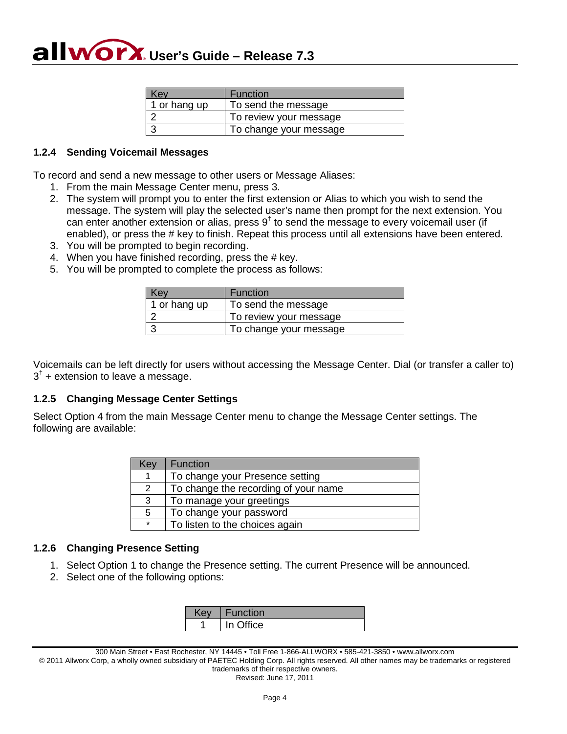| Key | Function |
| --- | --- |
| 1 or hang up | To send the message |
| 2 | To review your message |
| 3 | To change your message |

### 1.2.4 Sending Voicemail Messages

To record and send a new message to other users or Message Aliases:

1. From the main Message Center menu, press 3.
2. The system will prompt you to enter the first extension or Alias to which you wish to send the message. The system will play the selected user's name then prompt for the next extension. You can enter another extension or alias, press 9[†] to send the message to every voicemail user (if enabled), or press the # key to finish. Repeat this process until all extensions have been entered.
3. You will be prompted to begin recording.
4. When you have finished recording, press the # key.
5. You will be prompted to complete the process as follows:

| Key | Function |
| --- | --- |
| 1 or hang up | To send the message |
| 2 | To review your message |
| 3 | To change your message |

Voicemails can be left directly for users without accessing the Message Center. Dial (or transfer a caller to) 3[†] + extension to leave a message.

### 1.2.5 Changing Message Center Settings

Select Option 4 from the main Message Center menu to change the Message Center settings. The following are available:

| Key | Function |
| --- | --- |
| 1 | To change your Presence setting |
| 2 | To change the recording of your name |
| 3 | To manage your greetings |
| 5 | To change your password |
| * | To listen to the choices again |

### 1.2.6 Changing Presence Setting

1. Select Option 1 to change the Presence setting. The current Presence will be announced.
2. Select one of the following options:

| Key | Function |
| --- | --- |
| 1 | In Office |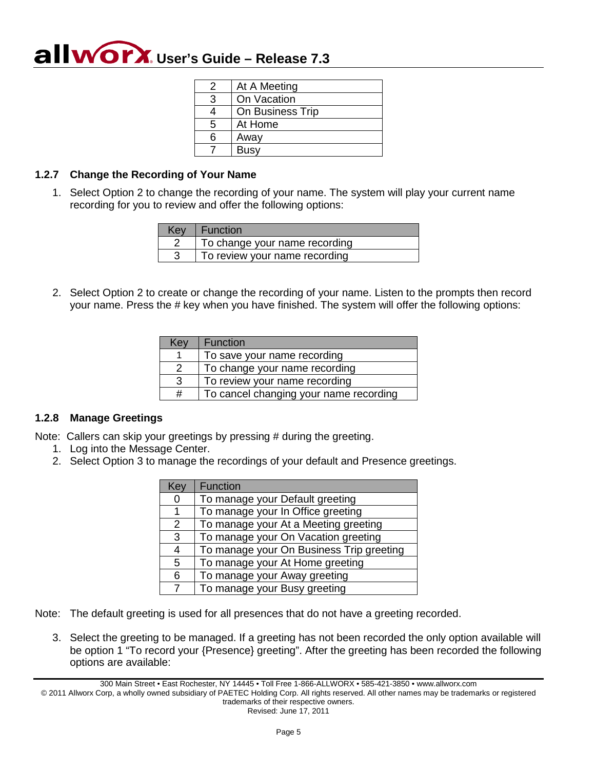| 2 | At A Meeting |
|---|---|
| 3 | On Vacation |
| 4 | On Business Trip |
| 5 | At Home |
| 6 | Away |
| 7 | Busy |

### 1.2.7 Change the Recording of Your Name

1. Select Option 2 to change the recording of your name. The system will play your current name recording for you to review and offer the following options:

| Key | Function |
|---|---|
| 2 | To change your name recording |
| 3 | To review your name recording |

2. Select Option 2 to create or change the recording of your name. Listen to the prompts then record your name. Press the # key when you have finished. The system will offer the following options:

| Key | Function |
|---|---|
| 1 | To save your name recording |
| 2 | To change your name recording |
| 3 | To review your name recording |
| # | To cancel changing your name recording |

### 1.2.8 Manage Greetings

Note: Callers can skip your greetings by pressing # during the greeting.

1. Log into the Message Center.
2. Select Option 3 to manage the recordings of your default and Presence greetings.

| Key | Function |
|---|---|
| 0 | To manage your Default greeting |
| 1 | To manage your In Office greeting |
| 2 | To manage your At a Meeting greeting |
| 3 | To manage your On Vacation greeting |
| 4 | To manage your On Business Trip greeting |
| 5 | To manage your At Home greeting |
| 6 | To manage your Away greeting |
| 7 | To manage your Busy greeting |

Note: The default greeting is used for all presences that do not have a greeting recorded.

3. Select the greeting to be managed. If a greeting has not been recorded the only option available will be option 1 "To record your {Presence} greeting". After the greeting has been recorded the following options are available: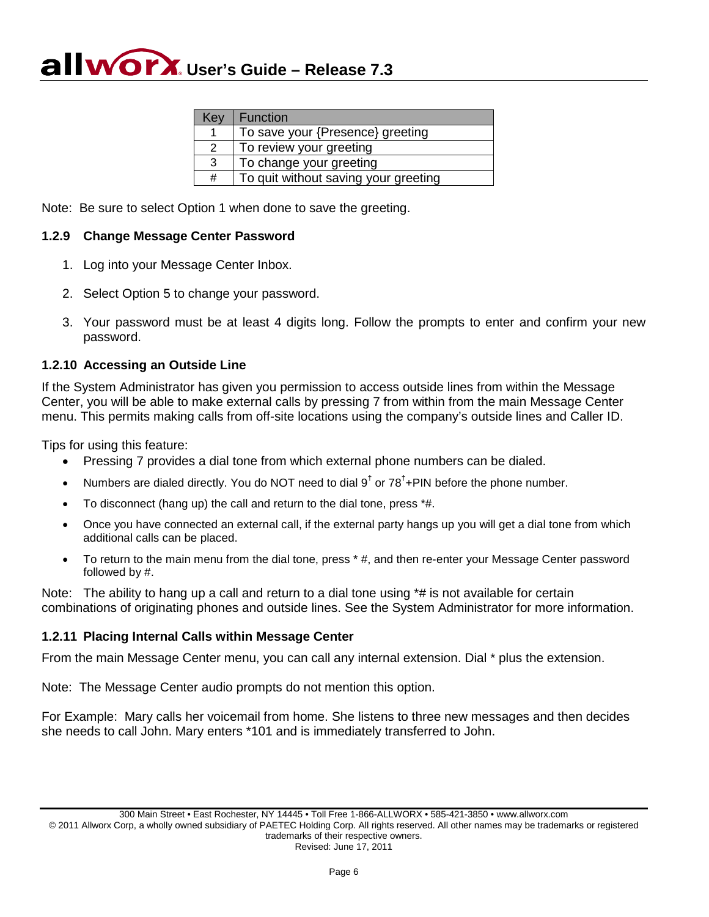| Key | Function |
|---|---|
| 1 | To save your {Presence} greeting |
| 2 | To review your greeting |
| 3 | To change your greeting |
| # | To quit without saving your greeting |

Note: Be sure to select Option 1 when done to save the greeting.

### 1.2.9 Change Message Center Password

1. Log into your Message Center Inbox.
2. Select Option 5 to change your password.
3. Your password must be at least 4 digits long. Follow the prompts to enter and confirm your new password.

### 1.2.10 Accessing an Outside Line

If the System Administrator has given you permission to access outside lines from within the Message Center, you will be able to make external calls by pressing 7 from within from the main Message Center menu. This permits making calls from off-site locations using the company's outside lines and Caller ID.

Tips for using this feature:

- Pressing 7 provides a dial tone from which external phone numbers can be dialed.
- Numbers are dialed directly. You do NOT need to dial 9† or 78†+PIN before the phone number.
- To disconnect (hang up) the call and return to the dial tone, press *#.
- Once you have connected an external call, if the external party hangs up you will get a dial tone from which additional calls can be placed.
- To return to the main menu from the dial tone, press * #, and then re-enter your Message Center password followed by #.

Note: The ability to hang up a call and return to a dial tone using *# is not available for certain combinations of originating phones and outside lines. See the System Administrator for more information.

### 1.2.11 Placing Internal Calls within Message Center

From the main Message Center menu, you can call any internal extension. Dial * plus the extension.

Note: The Message Center audio prompts do not mention this option.

For Example: Mary calls her voicemail from home. She listens to three new messages and then decides she needs to call John. Mary enters *101 and is immediately transferred to John.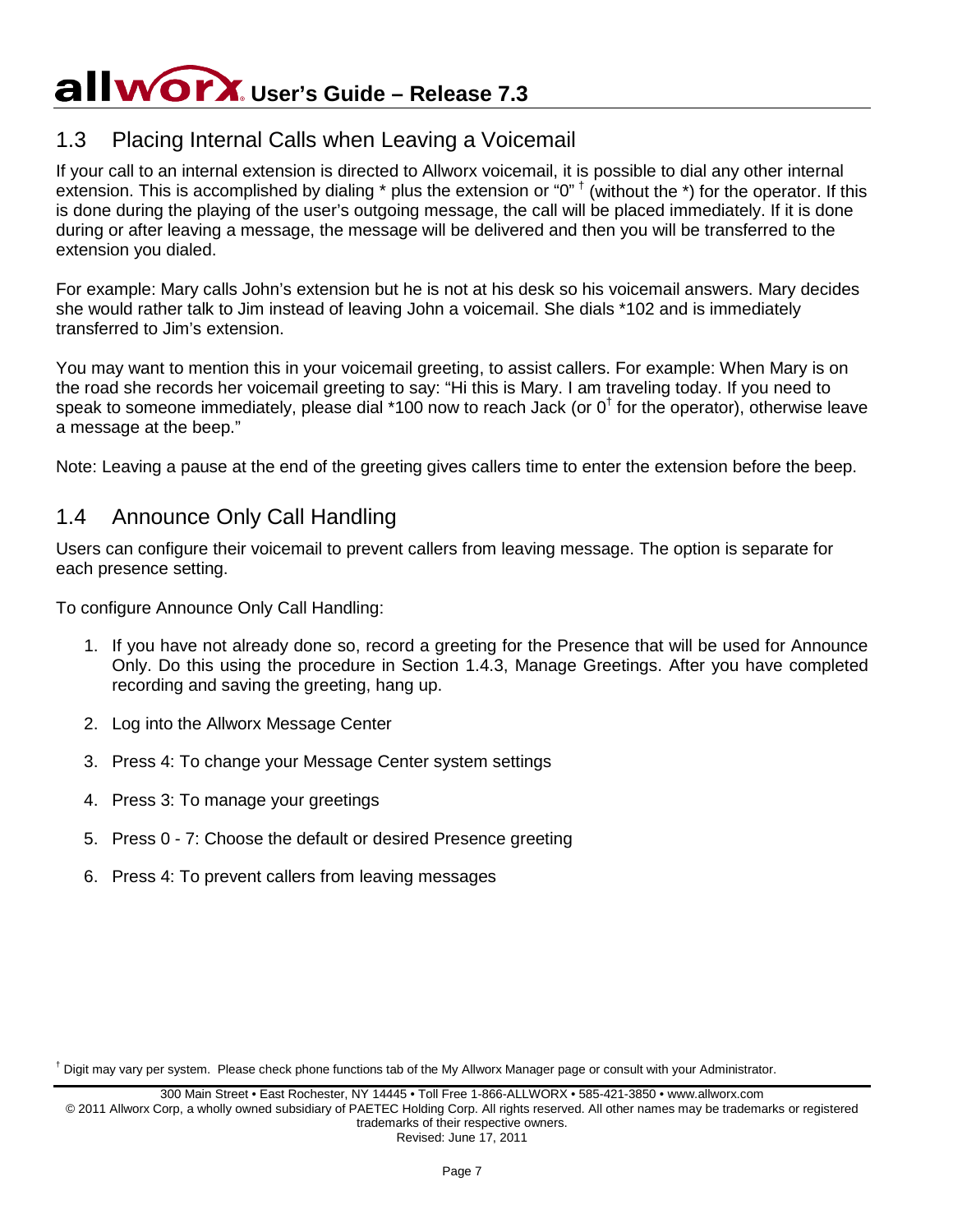## 1.3 Placing Internal Calls when Leaving a Voicemail

If your call to an internal extension is directed to Allworx voicemail, it is possible to dial any other internal extension. This is accomplished by dialing * plus the extension or "0" † (without the *) for the operator. If this is done during the playing of the user's outgoing message, the call will be placed immediately. If it is done during or after leaving a message, the message will be delivered and then you will be transferred to the extension you dialed.

For example: Mary calls John's extension but he is not at his desk so his voicemail answers. Mary decides she would rather talk to Jim instead of leaving John a voicemail. She dials *102 and is immediately transferred to Jim's extension.

You may want to mention this in your voicemail greeting, to assist callers. For example: When Mary is on the road she records her voicemail greeting to say: "Hi this is Mary. I am traveling today. If you need to speak to someone immediately, please dial *100 now to reach Jack (or 0† for the operator), otherwise leave a message at the beep."

Note: Leaving a pause at the end of the greeting gives callers time to enter the extension before the beep.

## 1.4 Announce Only Call Handling

Users can configure their voicemail to prevent callers from leaving message. The option is separate for each presence setting.

To configure Announce Only Call Handling:

1. If you have not already done so, record a greeting for the Presence that will be used for Announce Only. Do this using the procedure in Section 1.4.3, Manage Greetings. After you have completed recording and saving the greeting, hang up.
2. Log into the Allworx Message Center
3. Press 4: To change your Message Center system settings
4. Press 3: To manage your greetings
5. Press 0 - 7: Choose the default or desired Presence greeting
6. Press 4: To prevent callers from leaving messages

† Digit may vary per system. Please check phone functions tab of the My Allworx Manager page or consult with your Administrator.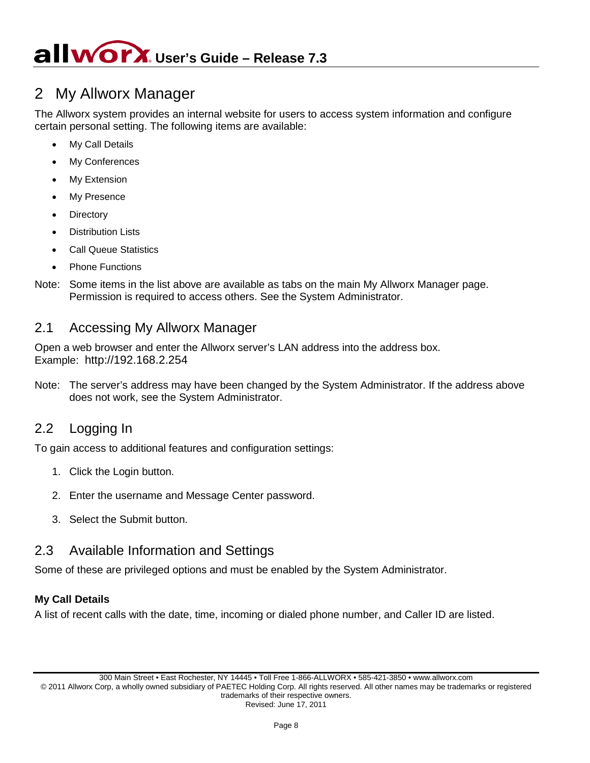# 2 My Allworx Manager

The Allworx system provides an internal website for users to access system information and configure certain personal setting. The following items are available:

- My Call Details
- My Conferences
- My Extension
- My Presence
- Directory
- Distribution Lists
- Call Queue Statistics
- Phone Functions

Note: Some items in the list above are available as tabs on the main My Allworx Manager page. Permission is required to access others. See the System Administrator.

## 2.1 Accessing My Allworx Manager

Open a web browser and enter the Allworx server's LAN address into the address box.
Example: http://192.168.2.254

Note: The server's address may have been changed by the System Administrator. If the address above does not work, see the System Administrator.

## 2.2 Logging In

To gain access to additional features and configuration settings:

1. Click the Login button.
2. Enter the username and Message Center password.
3. Select the Submit button.

## 2.3 Available Information and Settings

Some of these are privileged options and must be enabled by the System Administrator.

**My Call Details**
A list of recent calls with the date, time, incoming or dialed phone number, and Caller ID are listed.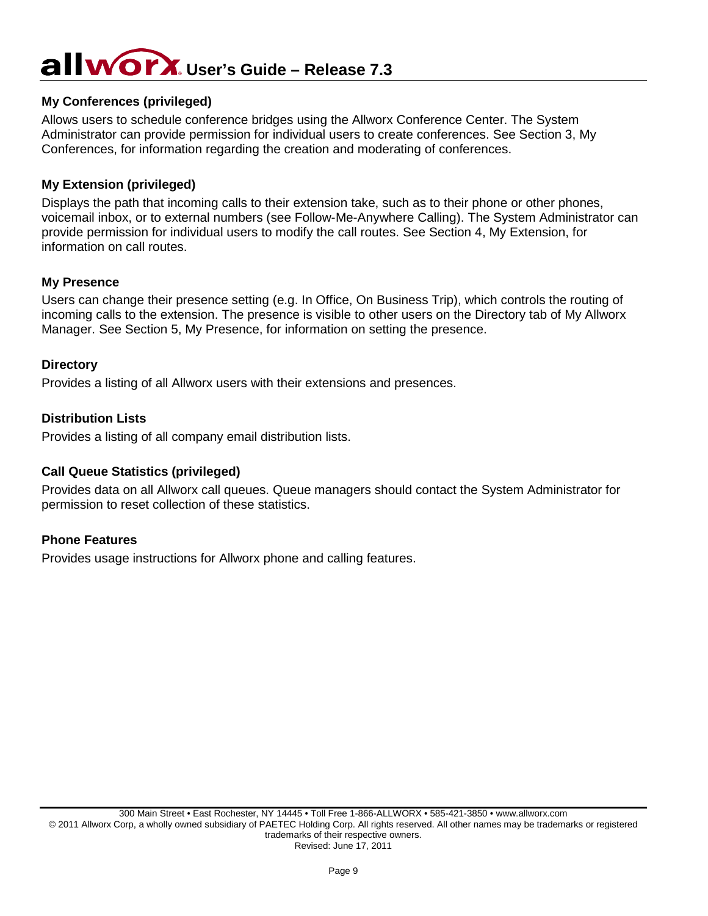### My Conferences (privileged)

Allows users to schedule conference bridges using the Allworx Conference Center. The System Administrator can provide permission for individual users to create conferences. See Section 3, My Conferences, for information regarding the creation and moderating of conferences.

### My Extension (privileged)

Displays the path that incoming calls to their extension take, such as to their phone or other phones, voicemail inbox, or to external numbers (see Follow-Me-Anywhere Calling). The System Administrator can provide permission for individual users to modify the call routes. See Section 4, My Extension, for information on call routes.

### My Presence

Users can change their presence setting (e.g. In Office, On Business Trip), which controls the routing of incoming calls to the extension. The presence is visible to other users on the Directory tab of My Allworx Manager. See Section 5, My Presence, for information on setting the presence.

### Directory

Provides a listing of all Allworx users with their extensions and presences.

### Distribution Lists

Provides a listing of all company email distribution lists.

### Call Queue Statistics (privileged)

Provides data on all Allworx call queues. Queue managers should contact the System Administrator for permission to reset collection of these statistics.

### Phone Features

Provides usage instructions for Allworx phone and calling features.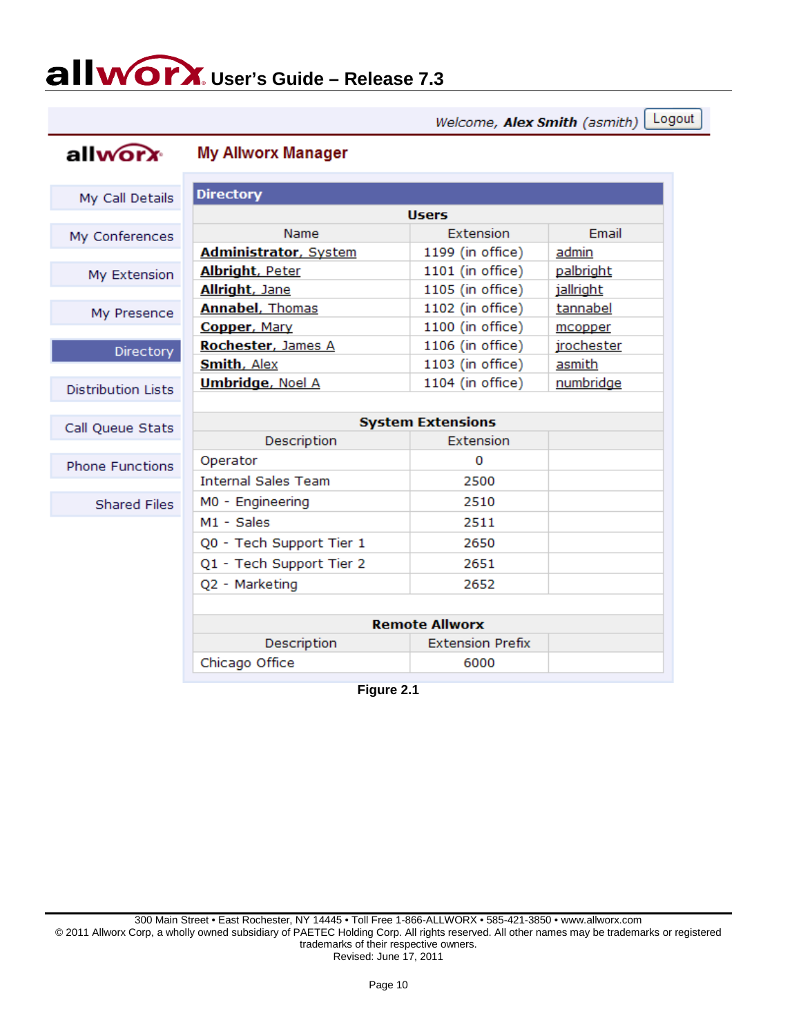Welcome, *Alex Smith* (asmith) Logout

**My Allworx Manager**

- My Call Details
- My Conferences
- My Extension
- My Presence
- Directory
- Distribution Lists
- Call Queue Stats
- Phone Functions
- Shared Files

**Directory**

**Users**

| Name | Extension | Email |
|---|---|---|
| **Administrator**, System | 1199 (in office) | admin |
| **Albright**, Peter | 1101 (in office) | palbright |
| **Allright**, Jane | 1105 (in office) | jallright |
| **Annabel**, Thomas | 1102 (in office) | tannabel |
| **Copper**, Mary | 1100 (in office) | mcopper |
| **Rochester**, James A | 1106 (in office) | jrochester |
| **Smith**, Alex | 1103 (in office) | asmith |
| **Umbridge**, Noel A | 1104 (in office) | numbridge |

**System Extensions**

| Description | Extension |
|---|---|
| Operator | 0 |
| Internal Sales Team | 2500 |
| M0 - Engineering | 2510 |
| M1 - Sales | 2511 |
| Q0 - Tech Support Tier 1 | 2650 |
| Q1 - Tech Support Tier 2 | 2651 |
| Q2 - Marketing | 2652 |

**Remote Allworx**

| Description | Extension Prefix |
|---|---|
| Chicago Office | 6000 |

**Figure 2.1**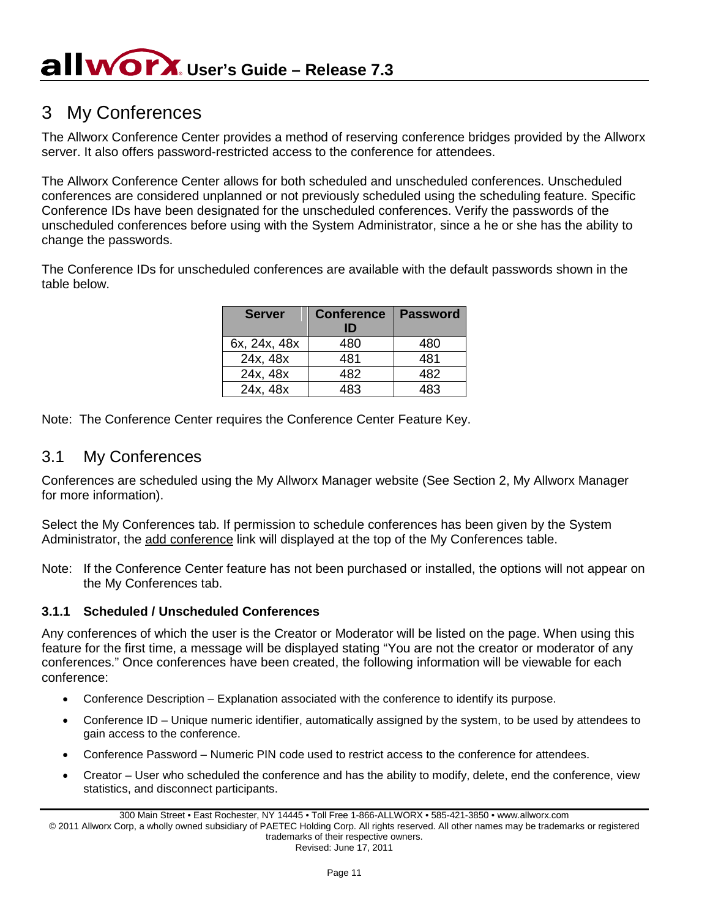# 3 My Conferences

The Allworx Conference Center provides a method of reserving conference bridges provided by the Allworx server. It also offers password-restricted access to the conference for attendees.

The Allworx Conference Center allows for both scheduled and unscheduled conferences. Unscheduled conferences are considered unplanned or not previously scheduled using the scheduling feature. Specific Conference IDs have been designated for the unscheduled conferences. Verify the passwords of the unscheduled conferences before using with the System Administrator, since a he or she has the ability to change the passwords.

The Conference IDs for unscheduled conferences are available with the default passwords shown in the table below.

| Server | Conference ID | Password |
|---|---|---|
| 6x, 24x, 48x | 480 | 480 |
| 24x, 48x | 481 | 481 |
| 24x, 48x | 482 | 482 |
| 24x, 48x | 483 | 483 |

Note: The Conference Center requires the Conference Center Feature Key.

## 3.1 My Conferences

Conferences are scheduled using the My Allworx Manager website (See Section 2, My Allworx Manager for more information).

Select the My Conferences tab. If permission to schedule conferences has been given by the System Administrator, the add conference link will displayed at the top of the My Conferences table.

Note: If the Conference Center feature has not been purchased or installed, the options will not appear on the My Conferences tab.

### 3.1.1 Scheduled / Unscheduled Conferences

Any conferences of which the user is the Creator or Moderator will be listed on the page. When using this feature for the first time, a message will be displayed stating "You are not the creator or moderator of any conferences." Once conferences have been created, the following information will be viewable for each conference:

- Conference Description – Explanation associated with the conference to identify its purpose.
- Conference ID – Unique numeric identifier, automatically assigned by the system, to be used by attendees to gain access to the conference.
- Conference Password – Numeric PIN code used to restrict access to the conference for attendees.
- Creator – User who scheduled the conference and has the ability to modify, delete, end the conference, view statistics, and disconnect participants.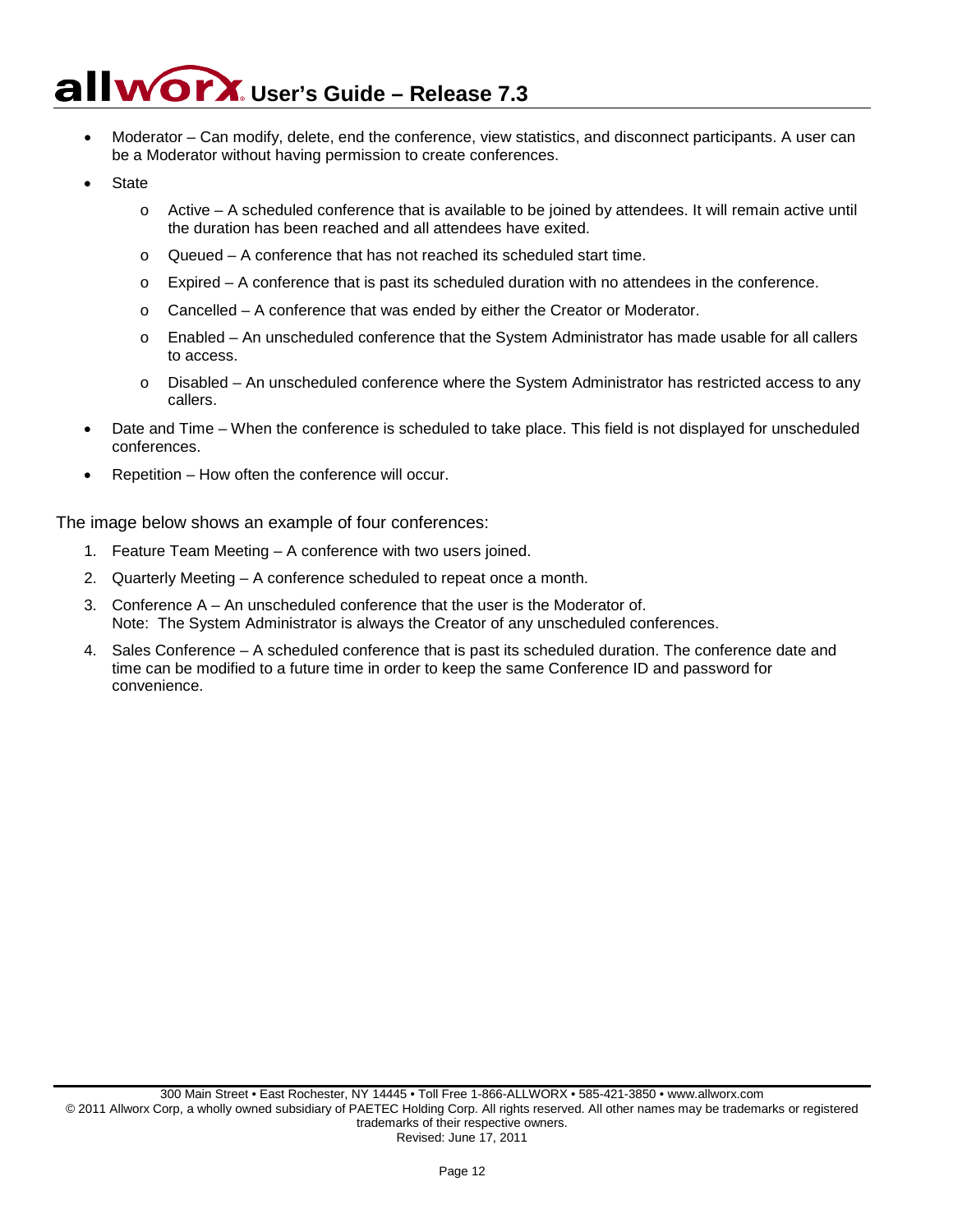- Moderator – Can modify, delete, end the conference, view statistics, and disconnect participants. A user can be a Moderator without having permission to create conferences.
- State
    - Active – A scheduled conference that is available to be joined by attendees. It will remain active until the duration has been reached and all attendees have exited.
    - Queued – A conference that has not reached its scheduled start time.
    - Expired – A conference that is past its scheduled duration with no attendees in the conference.
    - Cancelled – A conference that was ended by either the Creator or Moderator.
    - Enabled – An unscheduled conference that the System Administrator has made usable for all callers to access.
    - Disabled – An unscheduled conference where the System Administrator has restricted access to any callers.
- Date and Time – When the conference is scheduled to take place. This field is not displayed for unscheduled conferences.
- Repetition – How often the conference will occur.

The image below shows an example of four conferences:

1. Feature Team Meeting – A conference with two users joined.
2. Quarterly Meeting – A conference scheduled to repeat once a month.
3. Conference A – An unscheduled conference that the user is the Moderator of.
   Note: The System Administrator is always the Creator of any unscheduled conferences.
4. Sales Conference – A scheduled conference that is past its scheduled duration. The conference date and time can be modified to a future time in order to keep the same Conference ID and password for convenience.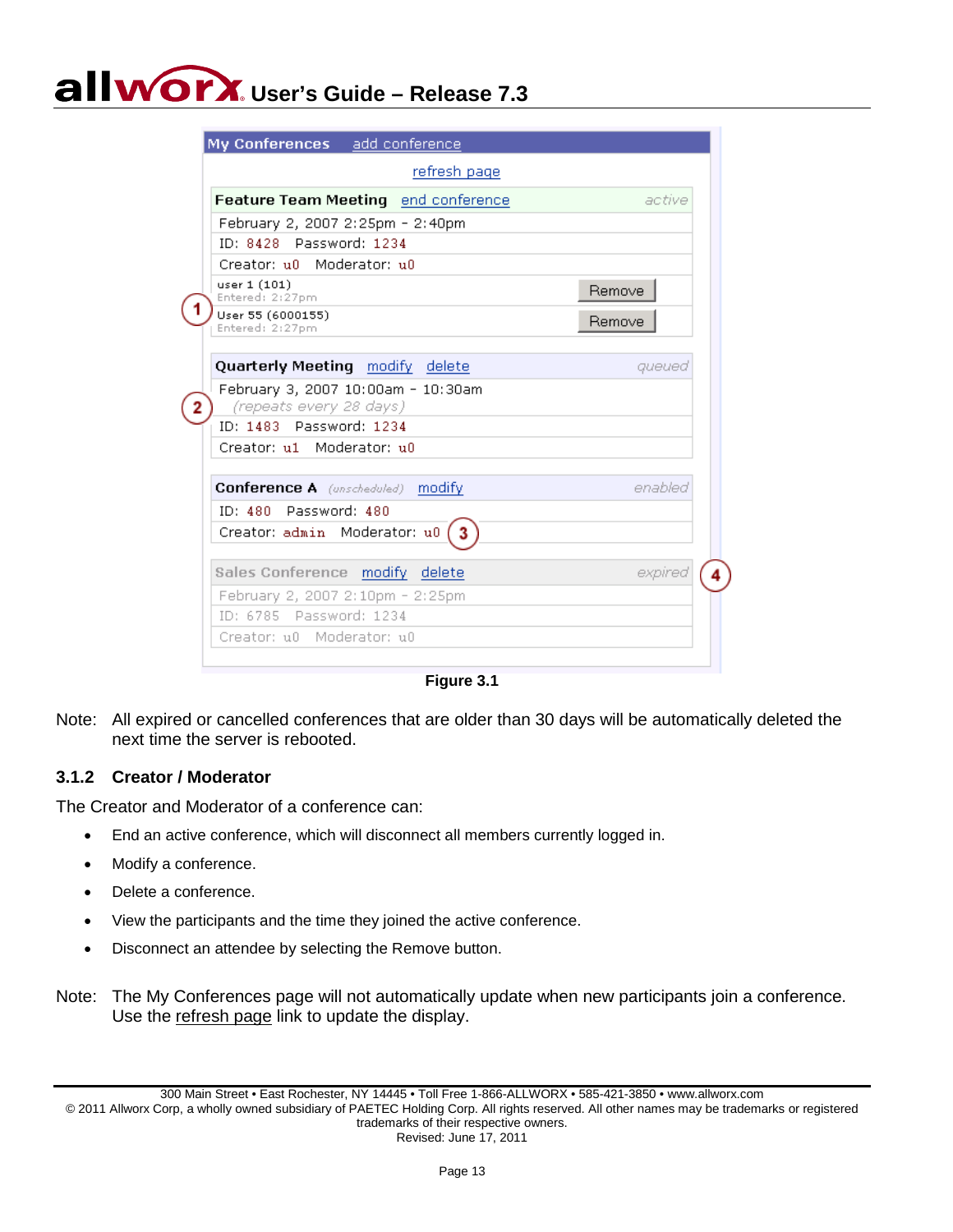Figure 3.1

Note: All expired or cancelled conferences that are older than 30 days will be automatically deleted the next time the server is rebooted.

### 3.1.2 Creator / Moderator

The Creator and Moderator of a conference can:

- End an active conference, which will disconnect all members currently logged in.
- Modify a conference.
- Delete a conference.
- View the participants and the time they joined the active conference.
- Disconnect an attendee by selecting the Remove button.

Note: The My Conferences page will not automatically update when new participants join a conference. Use the refresh page link to update the display.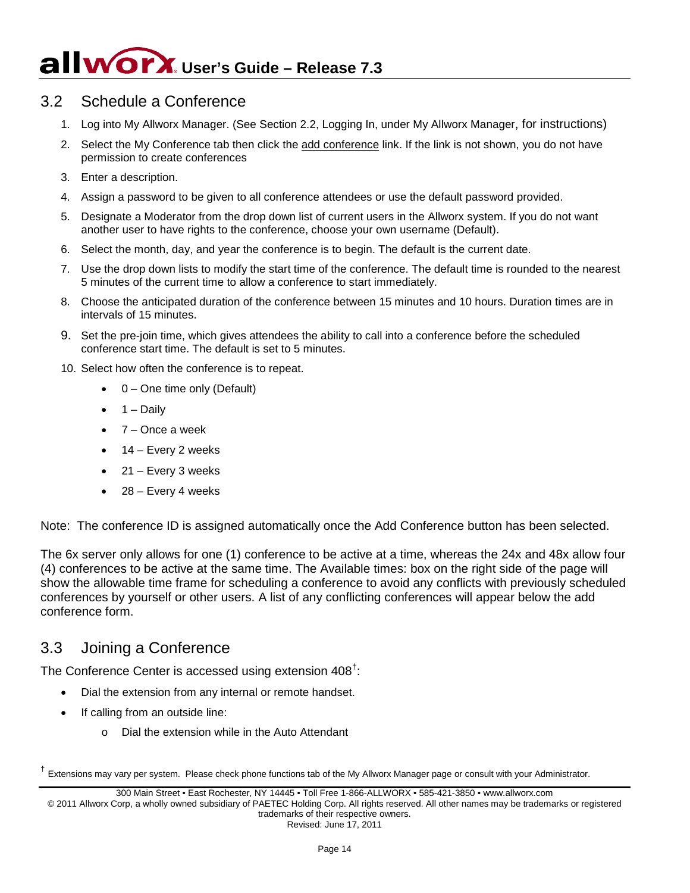## 3.2 Schedule a Conference

1. Log into My Allworx Manager. (See Section 2.2, Logging In, under My Allworx Manager, for instructions)
2. Select the My Conference tab then click the add conference link. If the link is not shown, you do not have permission to create conferences
3. Enter a description.
4. Assign a password to be given to all conference attendees or use the default password provided.
5. Designate a Moderator from the drop down list of current users in the Allworx system. If you do not want another user to have rights to the conference, choose your own username (Default).
6. Select the month, day, and year the conference is to begin. The default is the current date.
7. Use the drop down lists to modify the start time of the conference. The default time is rounded to the nearest 5 minutes of the current time to allow a conference to start immediately.
8. Choose the anticipated duration of the conference between 15 minutes and 10 hours. Duration times are in intervals of 15 minutes.
9. Set the pre-join time, which gives attendees the ability to call into a conference before the scheduled conference start time. The default is set to 5 minutes.
10. Select how often the conference is to repeat.
    - 0 – One time only (Default)
    - 1 – Daily
    - 7 – Once a week
    - 14 – Every 2 weeks
    - 21 – Every 3 weeks
    - 28 – Every 4 weeks

Note: The conference ID is assigned automatically once the Add Conference button has been selected.

The 6x server only allows for one (1) conference to be active at a time, whereas the 24x and 48x allow four (4) conferences to be active at the same time. The Available times: box on the right side of the page will show the allowable time frame for scheduling a conference to avoid any conflicts with previously scheduled conferences by yourself or other users. A list of any conflicting conferences will appear below the add conference form.

## 3.3 Joining a Conference

The Conference Center is accessed using extension 408†:

- Dial the extension from any internal or remote handset.
- If calling from an outside line:
  - Dial the extension while in the Auto Attendant

† Extensions may vary per system. Please check phone functions tab of the My Allworx Manager page or consult with your Administrator.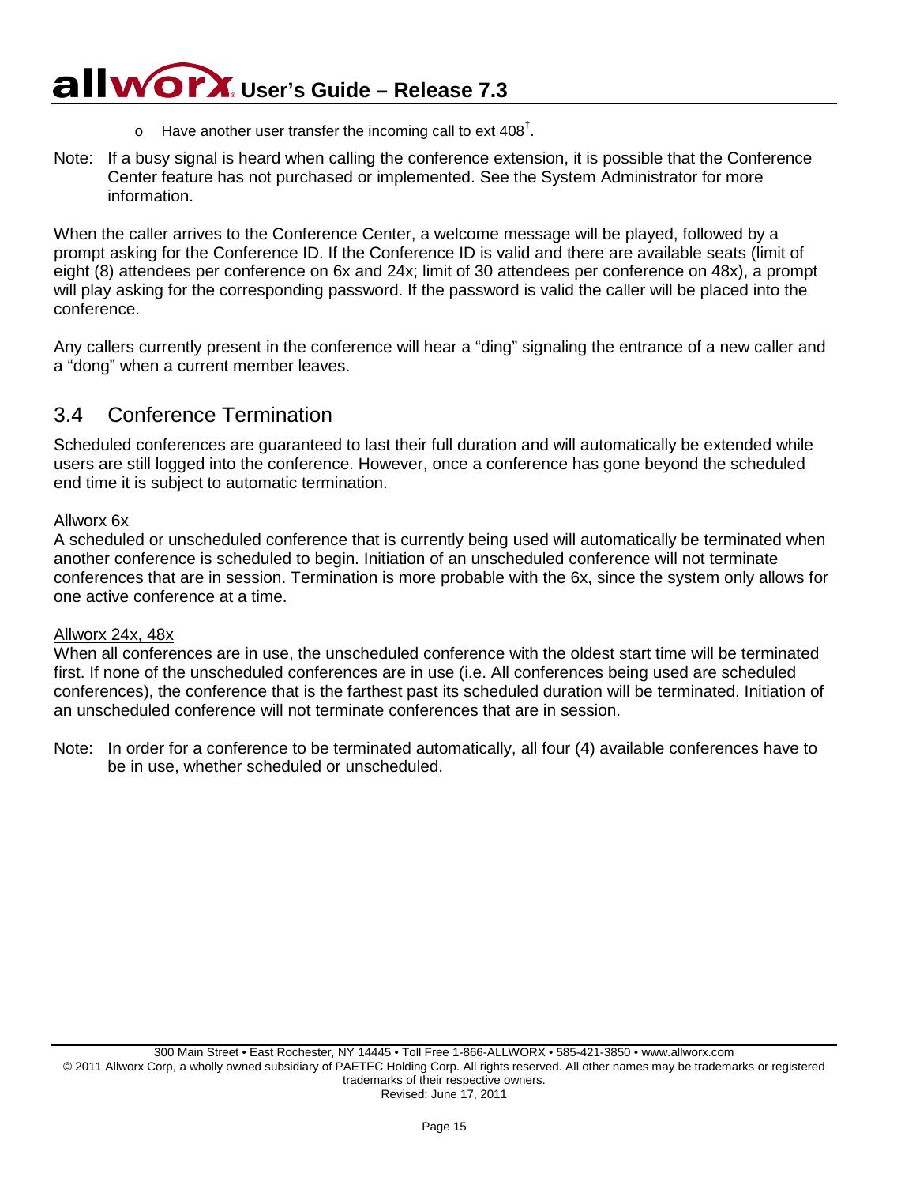- Have another user transfer the incoming call to ext 408[†].

Note: If a busy signal is heard when calling the conference extension, it is possible that the Conference Center feature has not purchased or implemented. See the System Administrator for more information.

When the caller arrives to the Conference Center, a welcome message will be played, followed by a prompt asking for the Conference ID. If the Conference ID is valid and there are available seats (limit of eight (8) attendees per conference on 6x and 24x; limit of 30 attendees per conference on 48x), a prompt will play asking for the corresponding password. If the password is valid the caller will be placed into the conference.

Any callers currently present in the conference will hear a "ding" signaling the entrance of a new caller and a "dong" when a current member leaves.

## 3.4 Conference Termination

Scheduled conferences are guaranteed to last their full duration and will automatically be extended while users are still logged into the conference. However, once a conference has gone beyond the scheduled end time it is subject to automatic termination.

Allworx 6x

A scheduled or unscheduled conference that is currently being used will automatically be terminated when another conference is scheduled to begin. Initiation of an unscheduled conference will not terminate conferences that are in session. Termination is more probable with the 6x, since the system only allows for one active conference at a time.

Allworx 24x, 48x

When all conferences are in use, the unscheduled conference with the oldest start time will be terminated first. If none of the unscheduled conferences are in use (i.e. All conferences being used are scheduled conferences), the conference that is the farthest past its scheduled duration will be terminated. Initiation of an unscheduled conference will not terminate conferences that are in session.

Note: In order for a conference to be terminated automatically, all four (4) available conferences have to be in use, whether scheduled or unscheduled.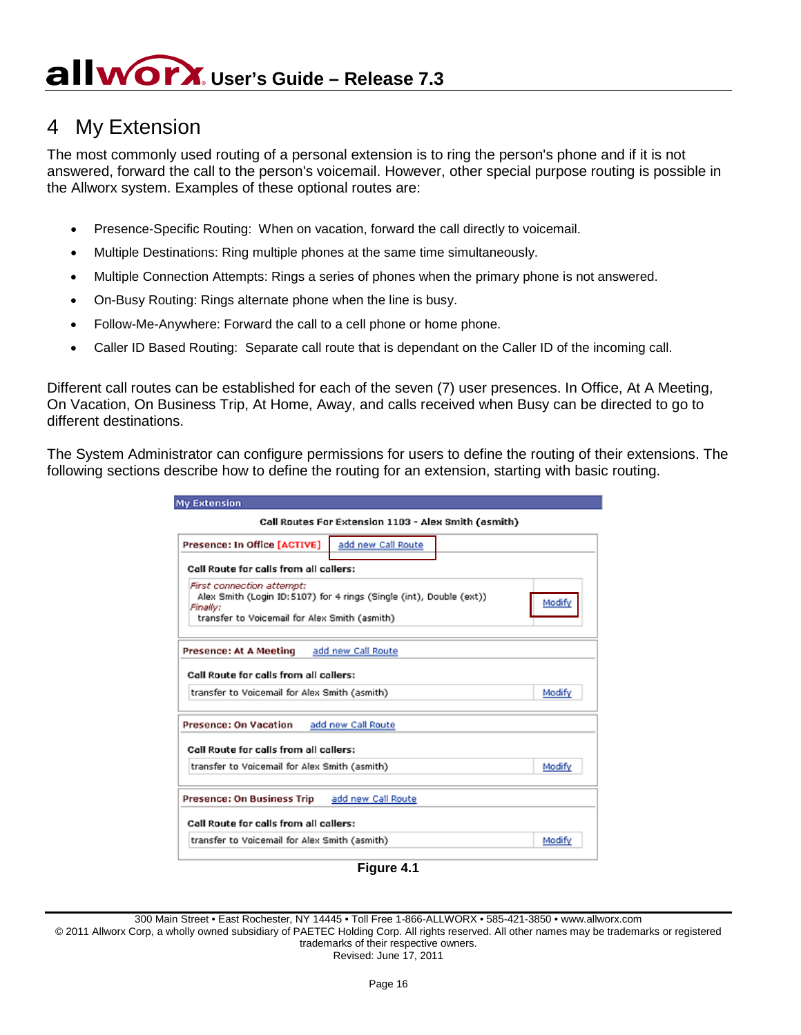# 4 My Extension

The most commonly used routing of a personal extension is to ring the person's phone and if it is not answered, forward the call to the person's voicemail. However, other special purpose routing is possible in the Allworx system. Examples of these optional routes are:

- Presence-Specific Routing: When on vacation, forward the call directly to voicemail.
- Multiple Destinations: Ring multiple phones at the same time simultaneously.
- Multiple Connection Attempts: Rings a series of phones when the primary phone is not answered.
- On-Busy Routing: Rings alternate phone when the line is busy.
- Follow-Me-Anywhere: Forward the call to a cell phone or home phone.
- Caller ID Based Routing: Separate call route that is dependant on the Caller ID of the incoming call.

Different call routes can be established for each of the seven (7) user presences. In Office, At A Meeting, On Vacation, On Business Trip, At Home, Away, and calls received when Busy can be directed to go to different destinations.

The System Administrator can configure permissions for users to define the routing of their extensions. The following sections describe how to define the routing for an extension, starting with basic routing.

**My Extension**

**Call Routes For Extension 1103 - Alex Smith (asmith)**

**Presence: In Office [ACTIVE]** add new Call Route

**Call Route for calls from all callers:**

*First connection attempt:*
Alex Smith (Login ID:5107) for 4 rings (Single (int), Double (ext))
*Finally:*
transfer to Voicemail for Alex Smith (asmith) — Modify

**Presence: At A Meeting** add new Call Route

**Call Route for calls from all callers:**

transfer to Voicemail for Alex Smith (asmith) — Modify

**Presence: On Vacation** add new Call Route

**Call Route for calls from all callers:**

transfer to Voicemail for Alex Smith (asmith) — Modify

**Presence: On Business Trip** add new Call Route

**Call Route for calls from all callers:**

transfer to Voicemail for Alex Smith (asmith) — Modify

**Figure 4.1**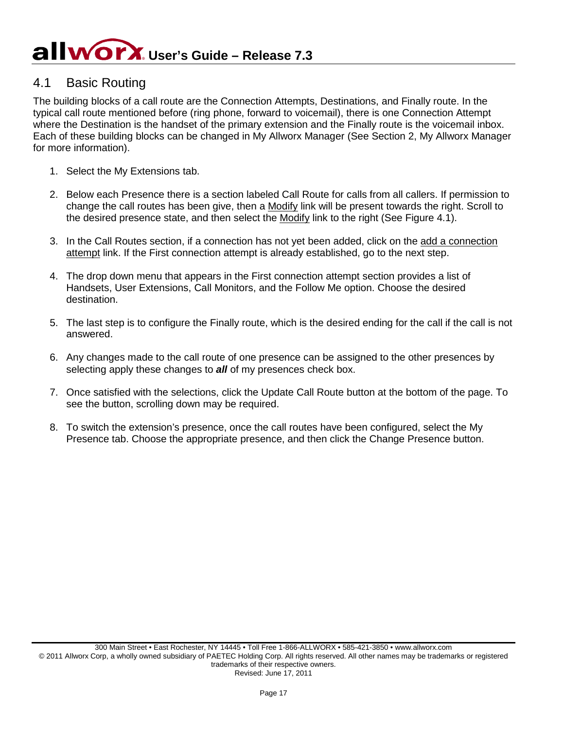## 4.1 Basic Routing

The building blocks of a call route are the Connection Attempts, Destinations, and Finally route. In the typical call route mentioned before (ring phone, forward to voicemail), there is one Connection Attempt where the Destination is the handset of the primary extension and the Finally route is the voicemail inbox. Each of these building blocks can be changed in My Allworx Manager (See Section 2, My Allworx Manager for more information).

1. Select the My Extensions tab.
2. Below each Presence there is a section labeled Call Route for calls from all callers. If permission to change the call routes has been give, then a Modify link will be present towards the right. Scroll to the desired presence state, and then select the Modify link to the right (See Figure 4.1).
3. In the Call Routes section, if a connection has not yet been added, click on the add a connection attempt link. If the First connection attempt is already established, go to the next step.
4. The drop down menu that appears in the First connection attempt section provides a list of Handsets, User Extensions, Call Monitors, and the Follow Me option. Choose the desired destination.
5. The last step is to configure the Finally route, which is the desired ending for the call if the call is not answered.
6. Any changes made to the call route of one presence can be assigned to the other presences by selecting apply these changes to ***all*** of my presences check box.
7. Once satisfied with the selections, click the Update Call Route button at the bottom of the page. To see the button, scrolling down may be required.
8. To switch the extension's presence, once the call routes have been configured, select the My Presence tab. Choose the appropriate presence, and then click the Change Presence button.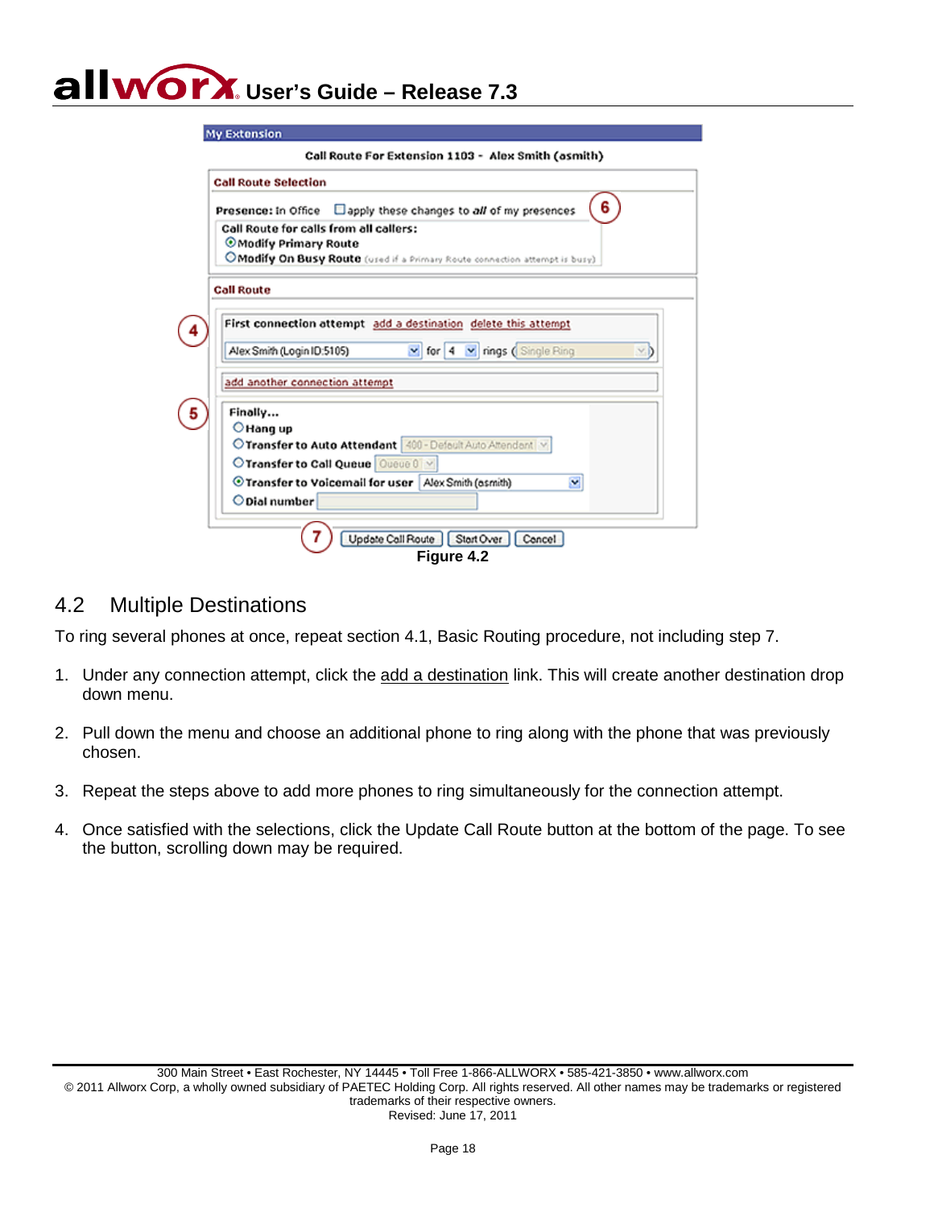Figure 4.2

## 4.2 Multiple Destinations

To ring several phones at once, repeat section 4.1, Basic Routing procedure, not including step 7.

1. Under any connection attempt, click the add a destination link. This will create another destination drop down menu.

2. Pull down the menu and choose an additional phone to ring along with the phone that was previously chosen.

3. Repeat the steps above to add more phones to ring simultaneously for the connection attempt.

4. Once satisfied with the selections, click the Update Call Route button at the bottom of the page. To see the button, scrolling down may be required.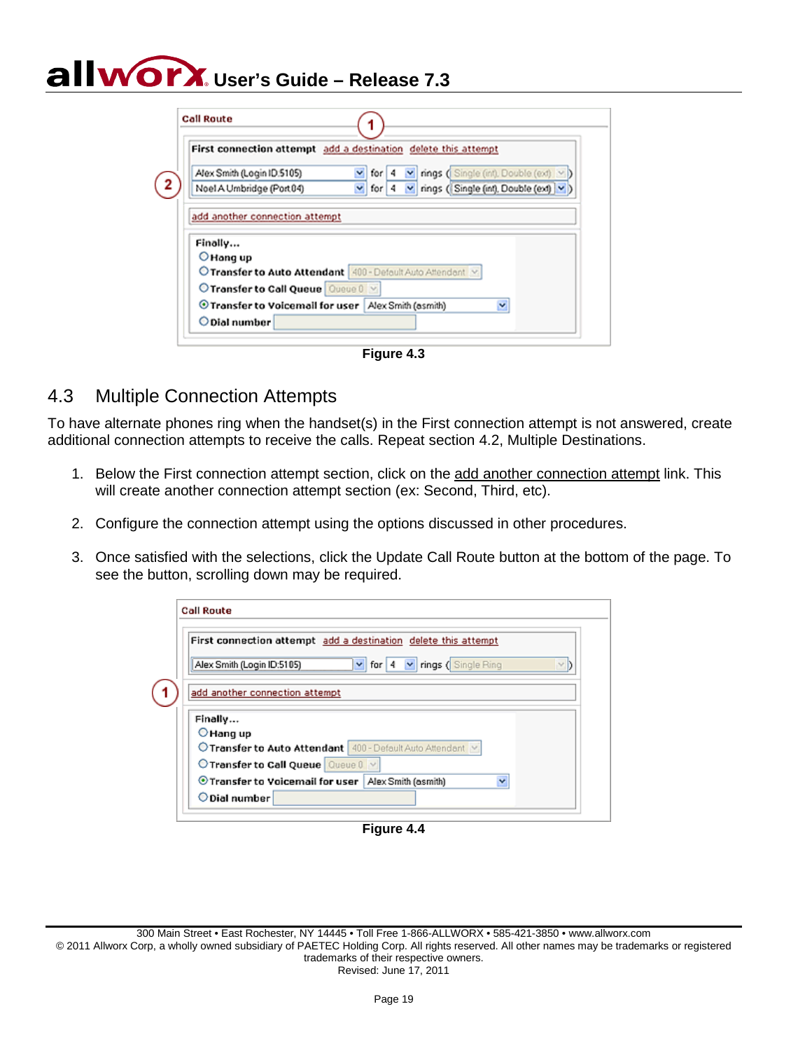Figure 4.3

## 4.3 Multiple Connection Attempts

To have alternate phones ring when the handset(s) in the First connection attempt is not answered, create additional connection attempts to receive the calls. Repeat section 4.2, Multiple Destinations.

1. Below the First connection attempt section, click on the add another connection attempt link. This will create another connection attempt section (ex: Second, Third, etc).
2. Configure the connection attempt using the options discussed in other procedures.
3. Once satisfied with the selections, click the Update Call Route button at the bottom of the page. To see the button, scrolling down may be required.

Figure 4.4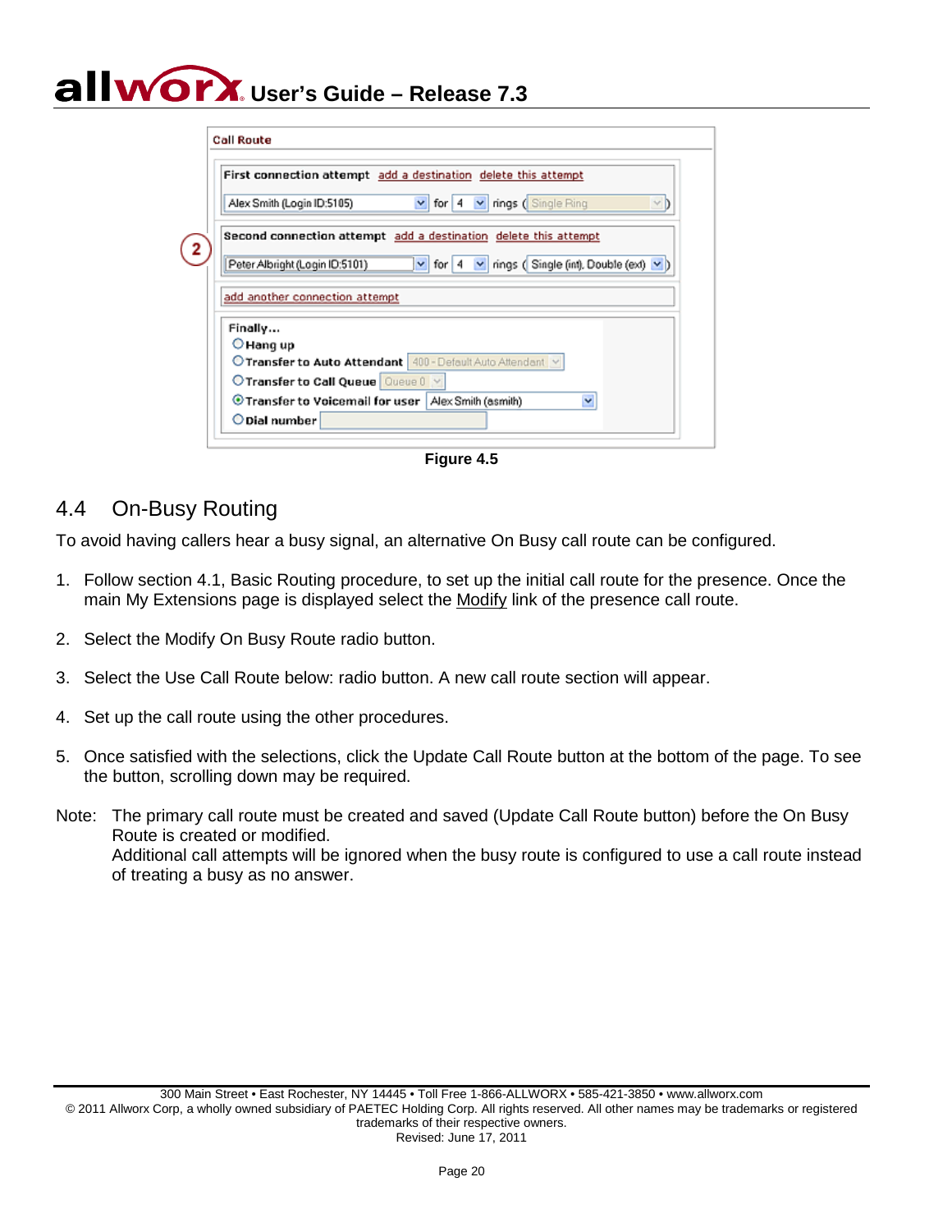Figure 4.5

## 4.4 On-Busy Routing

To avoid having callers hear a busy signal, an alternative On Busy call route can be configured.

1. Follow section 4.1, Basic Routing procedure, to set up the initial call route for the presence. Once the main My Extensions page is displayed select the Modify link of the presence call route.
2. Select the Modify On Busy Route radio button.
3. Select the Use Call Route below: radio button. A new call route section will appear.
4. Set up the call route using the other procedures.
5. Once satisfied with the selections, click the Update Call Route button at the bottom of the page. To see the button, scrolling down may be required.

Note: The primary call route must be created and saved (Update Call Route button) before the On Busy Route is created or modified.
Additional call attempts will be ignored when the busy route is configured to use a call route instead of treating a busy as no answer.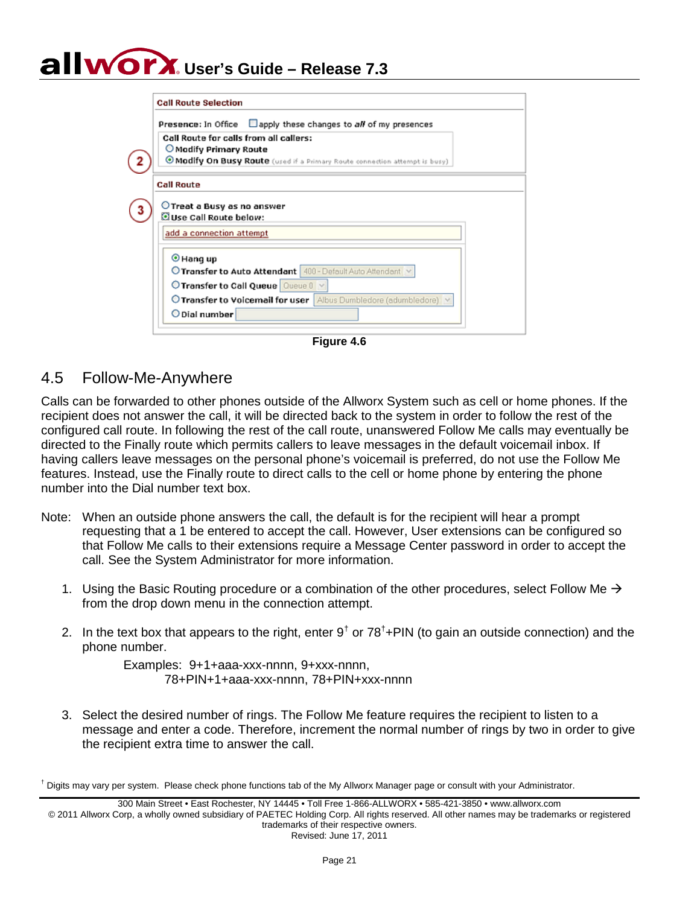Figure 4.6

## 4.5 Follow-Me-Anywhere

Calls can be forwarded to other phones outside of the Allworx System such as cell or home phones. If the recipient does not answer the call, it will be directed back to the system in order to follow the rest of the configured call route. In following the rest of the call route, unanswered Follow Me calls may eventually be directed to the Finally route which permits callers to leave messages in the default voicemail inbox. If having callers leave messages on the personal phone's voicemail is preferred, do not use the Follow Me features. Instead, use the Finally route to direct calls to the cell or home phone by entering the phone number into the Dial number text box.

Note: When an outside phone answers the call, the default is for the recipient will hear a prompt requesting that a 1 be entered to accept the call. However, User extensions can be configured so that Follow Me calls to their extensions require a Message Center password in order to accept the call. See the System Administrator for more information.

1. Using the Basic Routing procedure or a combination of the other procedures, select Follow Me → from the drop down menu in the connection attempt.

2. In the text box that appears to the right, enter 9[†] or 78[†]+PIN (to gain an outside connection) and the phone number.

   Examples: 9+1+aaa-xxx-nnnn, 9+xxx-nnnn,
   78+PIN+1+aaa-xxx-nnnn, 78+PIN+xxx-nnnn

3. Select the desired number of rings. The Follow Me feature requires the recipient to listen to a message and enter a code. Therefore, increment the normal number of rings by two in order to give the recipient extra time to answer the call.

[†] Digits may vary per system. Please check phone functions tab of the My Allworx Manager page or consult with your Administrator.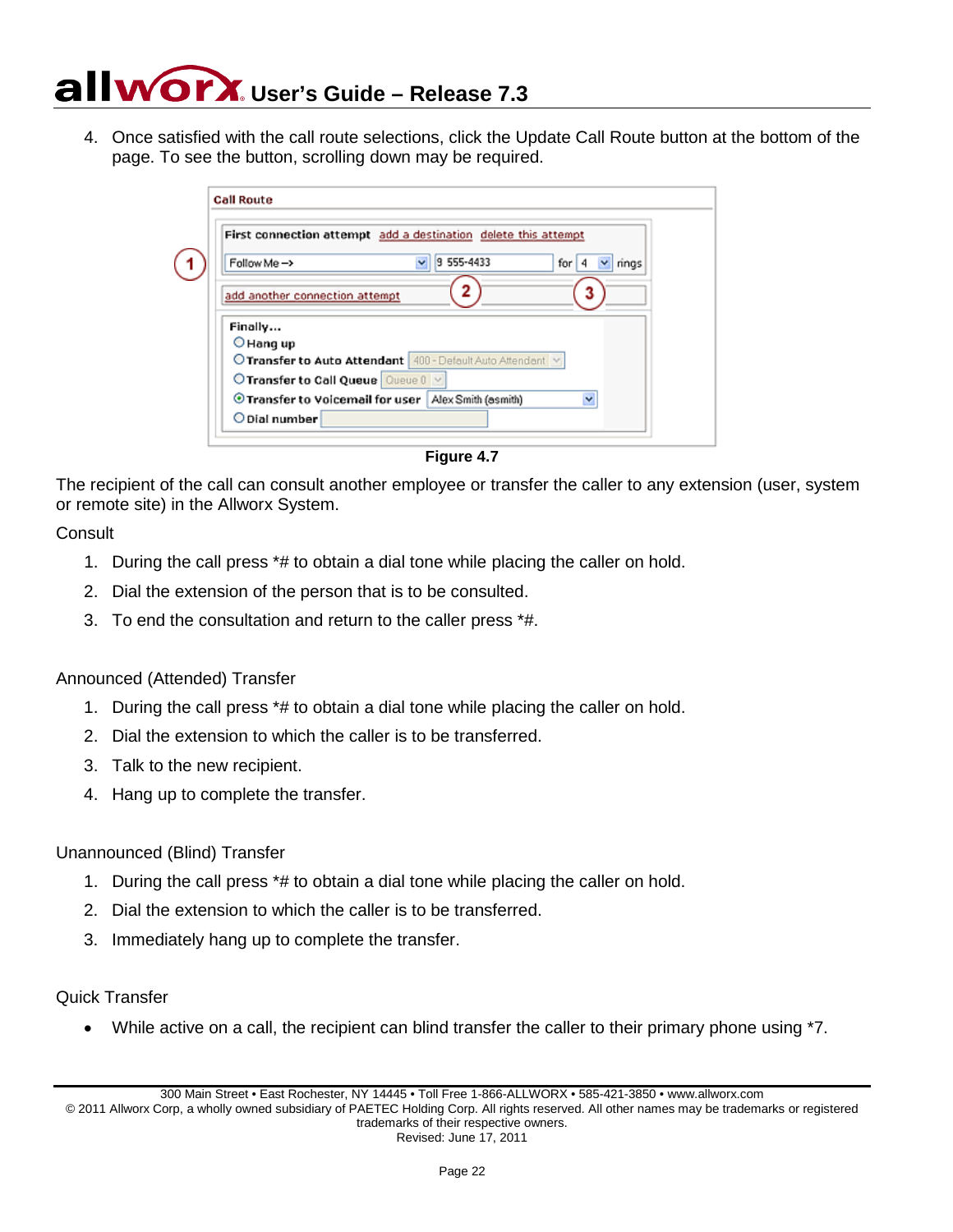4. Once satisfied with the call route selections, click the Update Call Route button at the bottom of the page. To see the button, scrolling down may be required.

Figure 4.7

The recipient of the call can consult another employee or transfer the caller to any extension (user, system or remote site) in the Allworx System.

Consult

1. During the call press *# to obtain a dial tone while placing the caller on hold.
2. Dial the extension of the person that is to be consulted.
3. To end the consultation and return to the caller press *#.

Announced (Attended) Transfer

1. During the call press *# to obtain a dial tone while placing the caller on hold.
2. Dial the extension to which the caller is to be transferred.
3. Talk to the new recipient.
4. Hang up to complete the transfer.

Unannounced (Blind) Transfer

1. During the call press *# to obtain a dial tone while placing the caller on hold.
2. Dial the extension to which the caller is to be transferred.
3. Immediately hang up to complete the transfer.

Quick Transfer

- While active on a call, the recipient can blind transfer the caller to their primary phone using *7.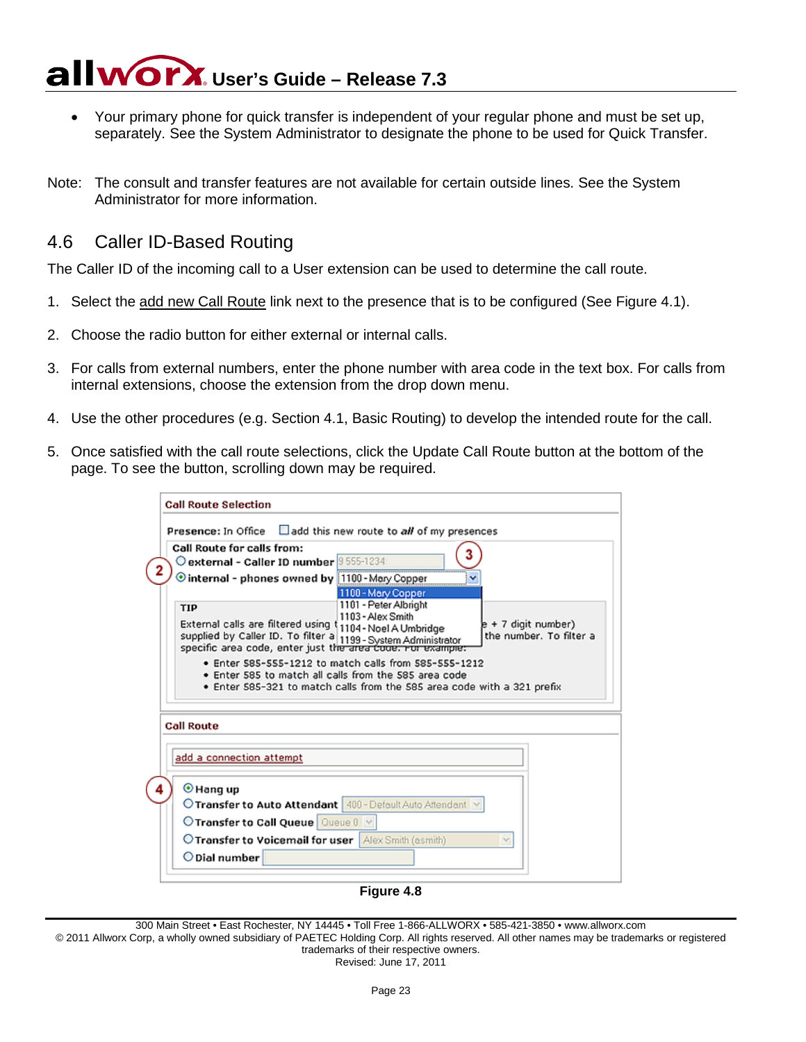- Your primary phone for quick transfer is independent of your regular phone and must be set up, separately. See the System Administrator to designate the phone to be used for Quick Transfer.

Note: The consult and transfer features are not available for certain outside lines. See the System Administrator for more information.

## 4.6 Caller ID-Based Routing

The Caller ID of the incoming call to a User extension can be used to determine the call route.

1. Select the add new Call Route link next to the presence that is to be configured (See Figure 4.1).
2. Choose the radio button for either external or internal calls.
3. For calls from external numbers, enter the phone number with area code in the text box. For calls from internal extensions, choose the extension from the drop down menu.
4. Use the other procedures (e.g. Section 4.1, Basic Routing) to develop the intended route for the call.
5. Once satisfied with the call route selections, click the Update Call Route button at the bottom of the page. To see the button, scrolling down may be required.

**Figure 4.8**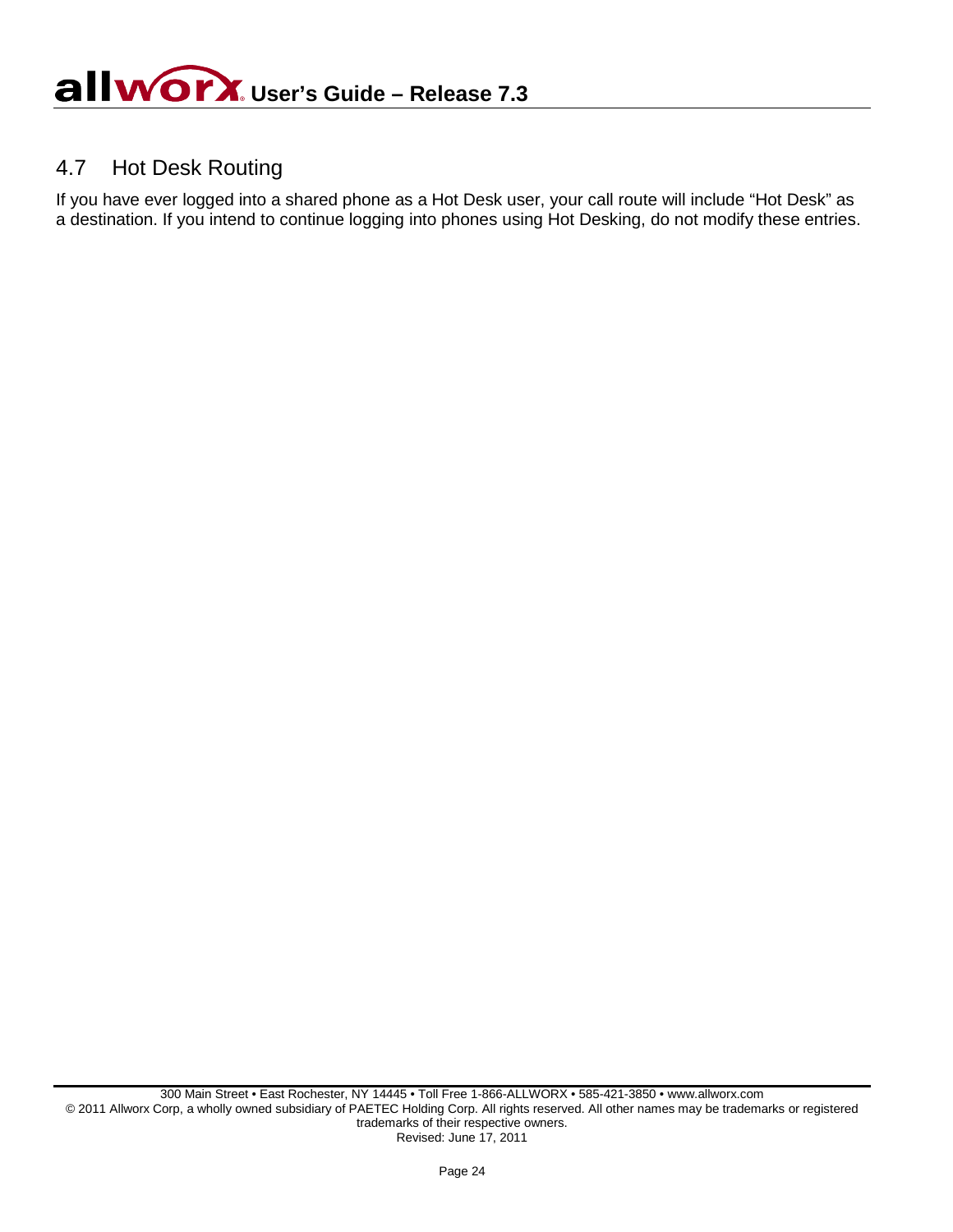## 4.7 Hot Desk Routing

If you have ever logged into a shared phone as a Hot Desk user, your call route will include "Hot Desk" as a destination. If you intend to continue logging into phones using Hot Desking, do not modify these entries.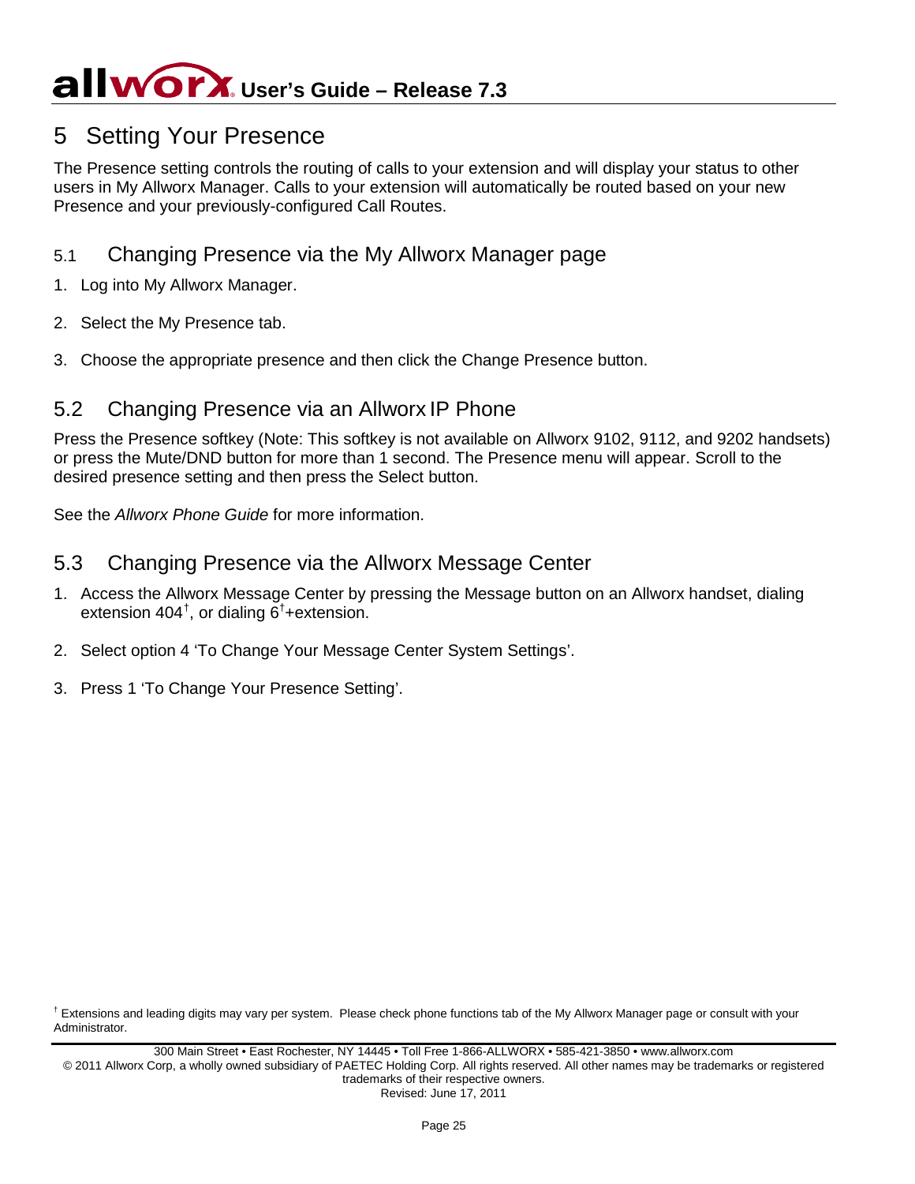# 5 Setting Your Presence

The Presence setting controls the routing of calls to your extension and will display your status to other users in My Allworx Manager. Calls to your extension will automatically be routed based on your new Presence and your previously-configured Call Routes.

## 5.1 Changing Presence via the My Allworx Manager page

1. Log into My Allworx Manager.
2. Select the My Presence tab.
3. Choose the appropriate presence and then click the Change Presence button.

## 5.2 Changing Presence via an Allworx IP Phone

Press the Presence softkey (Note: This softkey is not available on Allworx 9102, 9112, and 9202 handsets) or press the Mute/DND button for more than 1 second. The Presence menu will appear. Scroll to the desired presence setting and then press the Select button.

See the *Allworx Phone Guide* for more information.

## 5.3 Changing Presence via the Allworx Message Center

1. Access the Allworx Message Center by pressing the Message button on an Allworx handset, dialing extension 404[†], or dialing 6[†]+extension.
2. Select option 4 'To Change Your Message Center System Settings'.
3. Press 1 'To Change Your Presence Setting'.

[†] Extensions and leading digits may vary per system. Please check phone functions tab of the My Allworx Manager page or consult with your Administrator.

300 Main Street • East Rochester, NY 14445 • Toll Free 1-866-ALLWORX • 585-421-3850 • www.allworx.com
© 2011 Allworx Corp, a wholly owned subsidiary of PAETEC Holding Corp. All rights reserved. All other names may be trademarks or registered trademarks of their respective owners.
Revised: June 17, 2011